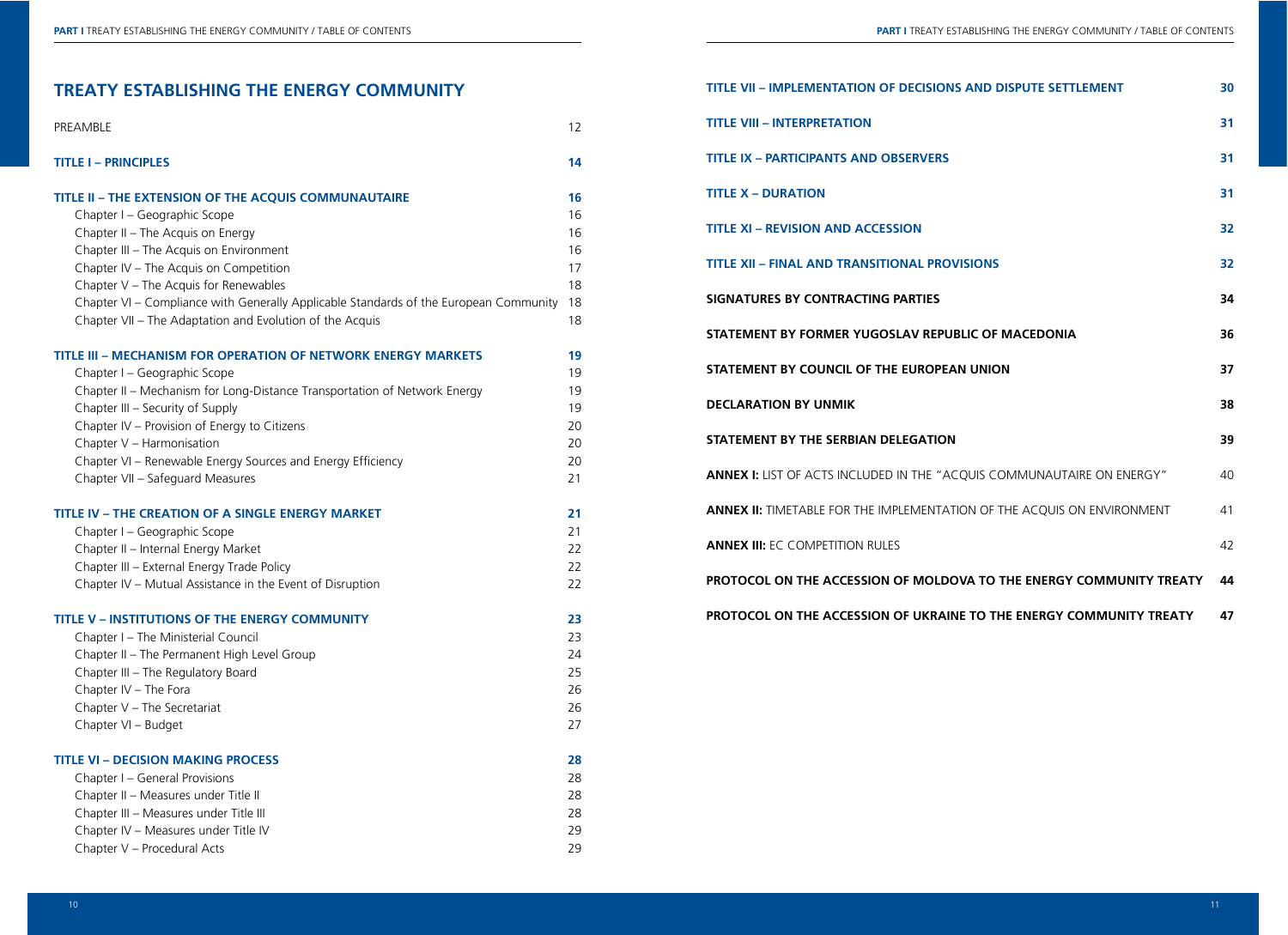# TREATY ESTABLISHING THE ENERGY COMMUNITY

| | |
|---|---|
| PREAMBLE | 12 |
| **TITLE I – PRINCIPLES** | **14** |
| **TITLE II – THE EXTENSION OF THE ACQUIS COMMUNAUTAIRE** | **16** |
| Chapter I – Geographic Scope | 16 |
| Chapter II – The Acquis on Energy | 16 |
| Chapter III – The Acquis on Environment | 16 |
| Chapter IV – The Acquis on Competition | 17 |
| Chapter V – The Acquis for Renewables | 18 |
| Chapter VI – Compliance with Generally Applicable Standards of the European Community | 18 |
| Chapter VII – The Adaptation and Evolution of the Acquis | 18 |
| **TITLE III – MECHANISM FOR OPERATION OF NETWORK ENERGY MARKETS** | **19** |
| Chapter I – Geographic Scope | 19 |
| Chapter II – Mechanism for Long-Distance Transportation of Network Energy | 19 |
| Chapter III – Security of Supply | 19 |
| Chapter IV – Provision of Energy to Citizens | 20 |
| Chapter V – Harmonisation | 20 |
| Chapter VI – Renewable Energy Sources and Energy Efficiency | 20 |
| Chapter VII – Safeguard Measures | 21 |
| **TITLE IV – THE CREATION OF A SINGLE ENERGY MARKET** | **21** |
| Chapter I – Geographic Scope | 21 |
| Chapter II – Internal Energy Market | 22 |
| Chapter III – External Energy Trade Policy | 22 |
| Chapter IV – Mutual Assistance in the Event of Disruption | 22 |
| **TITLE V – INSTITUTIONS OF THE ENERGY COMMUNITY** | **23** |
| Chapter I – The Ministerial Council | 23 |
| Chapter II – The Permanent High Level Group | 24 |
| Chapter III – The Regulatory Board | 25 |
| Chapter IV – The Fora | 26 |
| Chapter V – The Secretariat | 26 |
| Chapter VI – Budget | 27 |
| **TITLE VI – DECISION MAKING PROCESS** | **28** |
| Chapter I – General Provisions | 28 |
| Chapter II – Measures under Title II | 28 |
| Chapter III – Measures under Title III | 28 |
| Chapter IV – Measures under Title IV | 29 |
| Chapter V – Procedural Acts | 29 |
| **TITLE VII – IMPLEMENTATION OF DECISIONS AND DISPUTE SETTLEMENT** | **30** |
| **TITLE VIII – INTERPRETATION** | **31** |
| **TITLE IX – PARTICIPANTS AND OBSERVERS** | **31** |
| **TITLE X – DURATION** | **31** |
| **TITLE XI – REVISION AND ACCESSION** | **32** |
| **TITLE XII – FINAL AND TRANSITIONAL PROVISIONS** | **32** |
| **SIGNATURES BY CONTRACTING PARTIES** | **34** |
| **STATEMENT BY FORMER YUGOSLAV REPUBLIC OF MACEDONIA** | **36** |
| **STATEMENT BY COUNCIL OF THE EUROPEAN UNION** | **37** |
| **DECLARATION BY UNMIK** | **38** |
| **STATEMENT BY THE SERBIAN DELEGATION** | **39** |
| **ANNEX I:** LIST OF ACTS INCLUDED IN THE "ACQUIS COMMUNAUTAIRE ON ENERGY" | 40 |
| **ANNEX II:** TIMETABLE FOR THE IMPLEMENTATION OF THE ACQUIS ON ENVIRONMENT | 41 |
| **ANNEX III:** EC COMPETITION RULES | 42 |
| **PROTOCOL ON THE ACCESSION OF MOLDOVA TO THE ENERGY COMMUNITY TREATY** | **44** |
| **PROTOCOL ON THE ACCESSION OF UKRAINE TO THE ENERGY COMMUNITY TREATY** | **47** |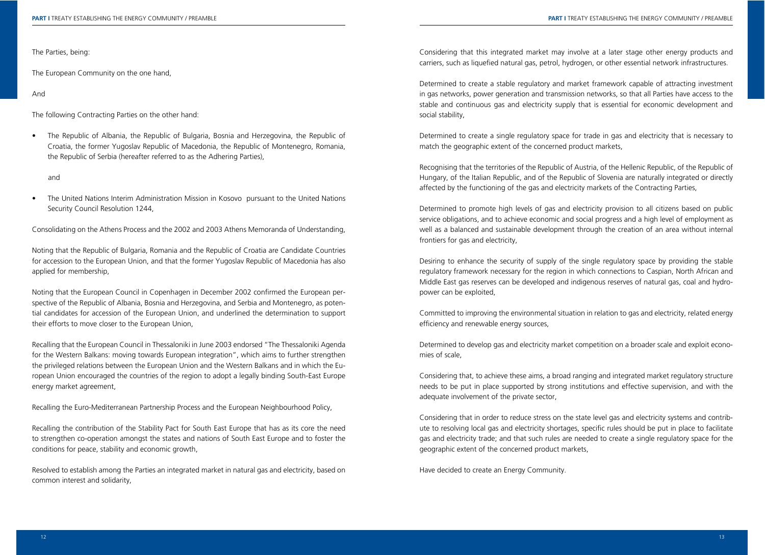The Parties, being:

The European Community on the one hand,

And

The following Contracting Parties on the other hand:

- The Republic of Albania, the Republic of Bulgaria, Bosnia and Herzegovina, the Republic of Croatia, the former Yugoslav Republic of Macedonia, the Republic of Montenegro, Romania, the Republic of Serbia (hereafter referred to as the Adhering Parties),

  and

- The United Nations Interim Administration Mission in Kosovo pursuant to the United Nations Security Council Resolution 1244,

Consolidating on the Athens Process and the 2002 and 2003 Athens Memoranda of Understanding,

Noting that the Republic of Bulgaria, Romania and the Republic of Croatia are Candidate Countries for accession to the European Union, and that the former Yugoslav Republic of Macedonia has also applied for membership,

Noting that the European Council in Copenhagen in December 2002 confirmed the European perspective of the Republic of Albania, Bosnia and Herzegovina, and Serbia and Montenegro, as potential candidates for accession of the European Union, and underlined the determination to support their efforts to move closer to the European Union,

Recalling that the European Council in Thessaloniki in June 2003 endorsed "The Thessaloniki Agenda for the Western Balkans: moving towards European integration", which aims to further strengthen the privileged relations between the European Union and the Western Balkans and in which the European Union encouraged the countries of the region to adopt a legally binding South-East Europe energy market agreement,

Recalling the Euro-Mediterranean Partnership Process and the European Neighbourhood Policy,

Recalling the contribution of the Stability Pact for South East Europe that has as its core the need to strengthen co-operation amongst the states and nations of South East Europe and to foster the conditions for peace, stability and economic growth,

Resolved to establish among the Parties an integrated market in natural gas and electricity, based on common interest and solidarity,

Considering that this integrated market may involve at a later stage other energy products and carriers, such as liquefied natural gas, petrol, hydrogen, or other essential network infrastructures.

Determined to create a stable regulatory and market framework capable of attracting investment in gas networks, power generation and transmission networks, so that all Parties have access to the stable and continuous gas and electricity supply that is essential for economic development and social stability,

Determined to create a single regulatory space for trade in gas and electricity that is necessary to match the geographic extent of the concerned product markets,

Recognising that the territories of the Republic of Austria, of the Hellenic Republic, of the Republic of Hungary, of the Italian Republic, and of the Republic of Slovenia are naturally integrated or directly affected by the functioning of the gas and electricity markets of the Contracting Parties,

Determined to promote high levels of gas and electricity provision to all citizens based on public service obligations, and to achieve economic and social progress and a high level of employment as well as a balanced and sustainable development through the creation of an area without internal frontiers for gas and electricity,

Desiring to enhance the security of supply of the single regulatory space by providing the stable regulatory framework necessary for the region in which connections to Caspian, North African and Middle East gas reserves can be developed and indigenous reserves of natural gas, coal and hydropower can be exploited,

Committed to improving the environmental situation in relation to gas and electricity, related energy efficiency and renewable energy sources,

Determined to develop gas and electricity market competition on a broader scale and exploit economies of scale,

Considering that, to achieve these aims, a broad ranging and integrated market regulatory structure needs to be put in place supported by strong institutions and effective supervision, and with the adequate involvement of the private sector,

Considering that in order to reduce stress on the state level gas and electricity systems and contribute to resolving local gas and electricity shortages, specific rules should be put in place to facilitate gas and electricity trade; and that such rules are needed to create a single regulatory space for the geographic extent of the concerned product markets,

Have decided to create an Energy Community.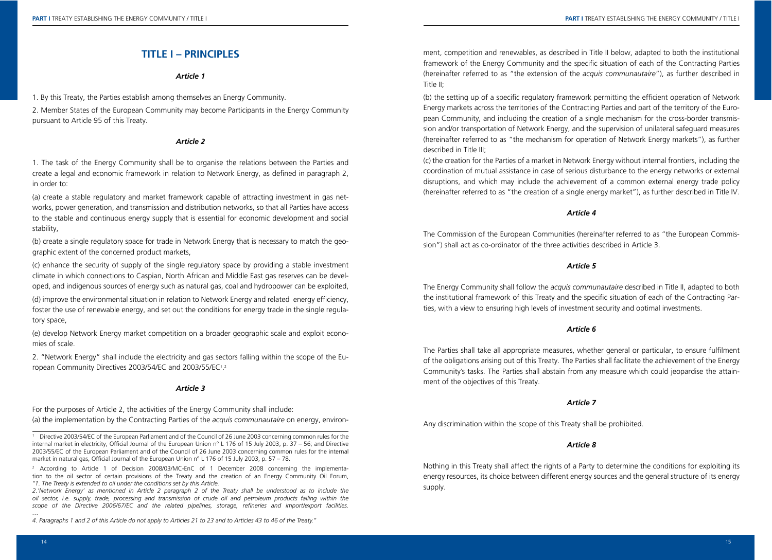# TITLE I – PRINCIPLES

### *Article 1*

1. By this Treaty, the Parties establish among themselves an Energy Community.

2. Member States of the European Community may become Participants in the Energy Community pursuant to Article 95 of this Treaty.

### *Article 2*

1. The task of the Energy Community shall be to organise the relations between the Parties and create a legal and economic framework in relation to Network Energy, as defined in paragraph 2, in order to:

(a) create a stable regulatory and market framework capable of attracting investment in gas networks, power generation, and transmission and distribution networks, so that all Parties have access to the stable and continuous energy supply that is essential for economic development and social stability,

(b) create a single regulatory space for trade in Network Energy that is necessary to match the geographic extent of the concerned product markets,

(c) enhance the security of supply of the single regulatory space by providing a stable investment climate in which connections to Caspian, North African and Middle East gas reserves can be developed, and indigenous sources of energy such as natural gas, coal and hydropower can be exploited,

(d) improve the environmental situation in relation to Network Energy and related energy efficiency, foster the use of renewable energy, and set out the conditions for energy trade in the single regulatory space,

(e) develop Network Energy market competition on a broader geographic scale and exploit economies of scale.

2. "Network Energy" shall include the electricity and gas sectors falling within the scope of the European Community Directives 2003/54/EC and 2003/55/EC[1],[2]

### *Article 3*

For the purposes of Article 2, the activities of the Energy Community shall include:

(a) the implementation by the Contracting Parties of the *acquis communautaire* on energy, environment, competition and renewables, as described in Title II below, adapted to both the institutional framework of the Energy Community and the specific situation of each of the Contracting Parties (hereinafter referred to as "the extension of the *acquis communautaire*"), as further described in Title II;

(b) the setting up of a specific regulatory framework permitting the efficient operation of Network Energy markets across the territories of the Contracting Parties and part of the territory of the European Community, and including the creation of a single mechanism for the cross-border transmission and/or transportation of Network Energy, and the supervision of unilateral safeguard measures (hereinafter referred to as "the mechanism for operation of Network Energy markets"), as further described in Title III;

(c) the creation for the Parties of a market in Network Energy without internal frontiers, including the coordination of mutual assistance in case of serious disturbance to the energy networks or external disruptions, and which may include the achievement of a common external energy trade policy (hereinafter referred to as "the creation of a single energy market"), as further described in Title IV.

### *Article 4*

The Commission of the European Communities (hereinafter referred to as "the European Commission") shall act as co-ordinator of the three activities described in Article 3.

### *Article 5*

The Energy Community shall follow the *acquis communautaire* described in Title II, adapted to both the institutional framework of this Treaty and the specific situation of each of the Contracting Parties, with a view to ensuring high levels of investment security and optimal investments.

### *Article 6*

The Parties shall take all appropriate measures, whether general or particular, to ensure fulfilment of the obligations arising out of this Treaty. The Parties shall facilitate the achievement of the Energy Community's tasks. The Parties shall abstain from any measure which could jeopardise the attainment of the objectives of this Treaty.

### *Article 7*

Any discrimination within the scope of this Treaty shall be prohibited.

### *Article 8*

Nothing in this Treaty shall affect the rights of a Party to determine the conditions for exploiting its energy resources, its choice between different energy sources and the general structure of its energy supply.

---

[1] Directive 2003/54/EC of the European Parliament and of the Council of 26 June 2003 concerning common rules for the internal market in electricity, Official Journal of the European Union n° L 176 of 15 July 2003, p. 37 – 56; and Directive 2003/55/EC of the European Parliament and of the Council of 26 June 2003 concerning common rules for the internal market in natural gas, Official Journal of the European Union n° L 176 of 15 July 2003, p. 57 – 78.

[2] According to Article 1 of Decision 2008/03/MC-EnC of 1 December 2008 concerning the implementation to the oil sector of certain provisions of the Treaty and the creation of an Energy Community Oil Forum, *"1. The Treaty is extended to oil under the conditions set by this Article.*
*2.'Network Energy' as mentioned in Article 2 paragraph 2 of the Treaty shall be understood as to include the oil sector, i.e. supply, trade, processing and transmission of crude oil and petroleum products falling within the scope of the Directive 2006/67/EC and the related pipelines, storage, refineries and import/export facilities.*
*…*
*4. Paragraphs 1 and 2 of this Article do not apply to Articles 21 to 23 and to Articles 43 to 46 of the Treaty."*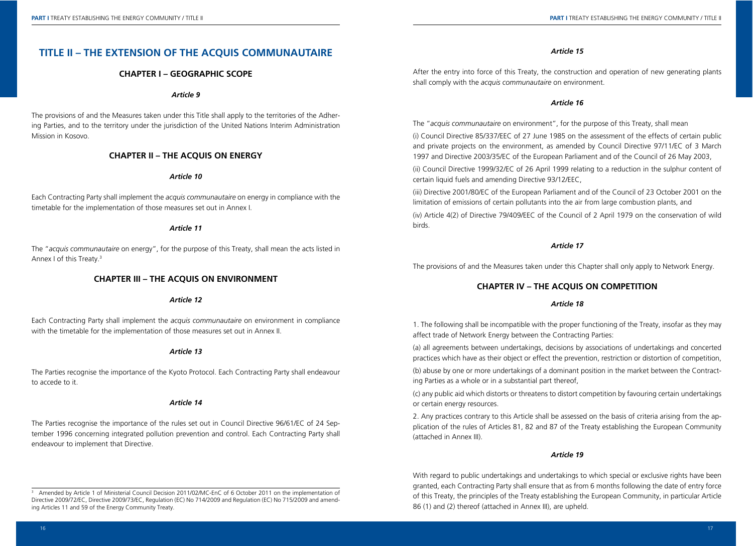## TITLE II – THE EXTENSION OF THE ACQUIS COMMUNAUTAIRE

### CHAPTER I – GEOGRAPHIC SCOPE

#### *Article 9*

The provisions of and the Measures taken under this Title shall apply to the territories of the Adhering Parties, and to the territory under the jurisdiction of the United Nations Interim Administration Mission in Kosovo.

### CHAPTER II – THE ACQUIS ON ENERGY

#### *Article 10*

Each Contracting Party shall implement the *acquis communautaire* on energy in compliance with the timetable for the implementation of those measures set out in Annex I.

#### *Article 11*

The "*acquis communautaire* on energy", for the purpose of this Treaty, shall mean the acts listed in Annex I of this Treaty.[3]

### CHAPTER III – THE ACQUIS ON ENVIRONMENT

#### *Article 12*

Each Contracting Party shall implement the *acquis communautaire* on environment in compliance with the timetable for the implementation of those measures set out in Annex II.

#### *Article 13*

The Parties recognise the importance of the Kyoto Protocol. Each Contracting Party shall endeavour to accede to it.

#### *Article 14*

The Parties recognise the importance of the rules set out in Council Directive 96/61/EC of 24 September 1996 concerning integrated pollution prevention and control. Each Contracting Party shall endeavour to implement that Directive.

[3] Amended by Article 1 of Ministerial Council Decision 2011/02/MC-EnC of 6 October 2011 on the implementation of Directive 2009/72/EC, Directive 2009/73/EC, Regulation (EC) No 714/2009 and Regulation (EC) No 715/2009 and amending Articles 11 and 59 of the Energy Community Treaty.

#### *Article 15*

After the entry into force of this Treaty, the construction and operation of new generating plants shall comply with the *acquis communautaire* on environment.

#### *Article 16*

The "*acquis communautaire* on environment", for the purpose of this Treaty, shall mean

(i) Council Directive 85/337/EEC of 27 June 1985 on the assessment of the effects of certain public and private projects on the environment, as amended by Council Directive 97/11/EC of 3 March 1997 and Directive 2003/35/EC of the European Parliament and of the Council of 26 May 2003,

(ii) Council Directive 1999/32/EC of 26 April 1999 relating to a reduction in the sulphur content of certain liquid fuels and amending Directive 93/12/EEC,

(iii) Directive 2001/80/EC of the European Parliament and of the Council of 23 October 2001 on the limitation of emissions of certain pollutants into the air from large combustion plants, and

(iv) Article 4(2) of Directive 79/409/EEC of the Council of 2 April 1979 on the conservation of wild birds.

#### *Article 17*

The provisions of and the Measures taken under this Chapter shall only apply to Network Energy.

### CHAPTER IV – THE ACQUIS ON COMPETITION

#### *Article 18*

1. The following shall be incompatible with the proper functioning of the Treaty, insofar as they may affect trade of Network Energy between the Contracting Parties:

(a) all agreements between undertakings, decisions by associations of undertakings and concerted practices which have as their object or effect the prevention, restriction or distortion of competition,

(b) abuse by one or more undertakings of a dominant position in the market between the Contracting Parties as a whole or in a substantial part thereof,

(c) any public aid which distorts or threatens to distort competition by favouring certain undertakings or certain energy resources.

2. Any practices contrary to this Article shall be assessed on the basis of criteria arising from the application of the rules of Articles 81, 82 and 87 of the Treaty establishing the European Community (attached in Annex III).

#### *Article 19*

With regard to public undertakings and undertakings to which special or exclusive rights have been granted, each Contracting Party shall ensure that as from 6 months following the date of entry force of this Treaty, the principles of the Treaty establishing the European Community, in particular Article 86 (1) and (2) thereof (attached in Annex III), are upheld.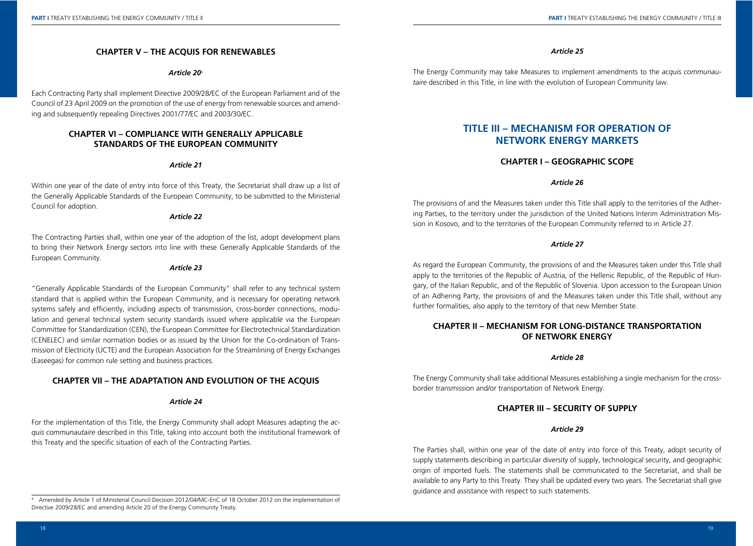## CHAPTER V – THE ACQUIS FOR RENEWABLES

***Article 20*** [4]

Each Contracting Party shall implement Directive 2009/28/EC of the European Parliament and of the Council of 23 April 2009 on the promotion of the use of energy from renewable sources and amending and subsequently repealing Directives 2001/77/EC and 2003/30/EC.

## CHAPTER VI – COMPLIANCE WITH GENERALLY APPLICABLE STANDARDS OF THE EUROPEAN COMMUNITY

***Article 21***

Within one year of the date of entry into force of this Treaty, the Secretariat shall draw up a list of the Generally Applicable Standards of the European Community, to be submitted to the Ministerial Council for adoption.

***Article 22***

The Contracting Parties shall, within one year of the adoption of the list, adopt development plans to bring their Network Energy sectors into line with these Generally Applicable Standards of the European Community.

***Article 23***

"Generally Applicable Standards of the European Community" shall refer to any technical system standard that is applied within the European Community, and is necessary for operating network systems safely and efficiently, including aspects of transmission, cross-border connections, modulation and general technical system security standards issued where applicable via the European Committee for Standardization (CEN), the European Committee for Electrotechnical Standardization (CENELEC) and similar normation bodies or as issued by the Union for the Co-ordination of Transmission of Electricity (UCTE) and the European Association for the Streamlining of Energy Exchanges (Easeegas) for common rule setting and business practices.

## CHAPTER VII – THE ADAPTATION AND EVOLUTION OF THE ACQUIS

***Article 24***

For the implementation of this Title, the Energy Community shall adopt Measures adapting the *acquis communautaire* described in this Title, taking into account both the institutional framework of this Treaty and the specific situation of each of the Contracting Parties.

***Article 25***

The Energy Community may take Measures to implement amendments to the *acquis communautaire* described in this Title, in line with the evolution of European Community law.

# TITLE III – MECHANISM FOR OPERATION OF NETWORK ENERGY MARKETS

## CHAPTER I – GEOGRAPHIC SCOPE

***Article 26***

The provisions of and the Measures taken under this Title shall apply to the territories of the Adhering Parties, to the territory under the jurisdiction of the United Nations Interim Administration Mission in Kosovo, and to the territories of the European Community referred to in Article 27.

***Article 27***

As regard the European Community, the provisions of and the Measures taken under this Title shall apply to the territories of the Republic of Austria, of the Hellenic Republic, of the Republic of Hungary, of the Italian Republic, and of the Republic of Slovenia. Upon accession to the European Union of an Adhering Party, the provisions of and the Measures taken under this Title shall, without any further formalities, also apply to the territory of that new Member State.

## CHAPTER II – MECHANISM FOR LONG-DISTANCE TRANSPORTATION OF NETWORK ENERGY

***Article 28***

The Energy Community shall take additional Measures establishing a single mechanism for the cross-border transmission and/or transportation of Network Energy.

## CHAPTER III – SECURITY OF SUPPLY

***Article 29***

The Parties shall, within one year of the date of entry into force of this Treaty, adopt security of supply statements describing in particular diversity of supply, technological security, and geographic origin of imported fuels. The statements shall be communicated to the Secretariat, and shall be available to any Party to this Treaty. They shall be updated every two years. The Secretariat shall give guidance and assistance with respect to such statements.

---

[4] Amended by Article 1 of Ministerial Council Decision 2012/04/MC-EnC of 18 October 2012 on the implementation of Directive 2009/28/EC and amending Article 20 of the Energy Community Treaty.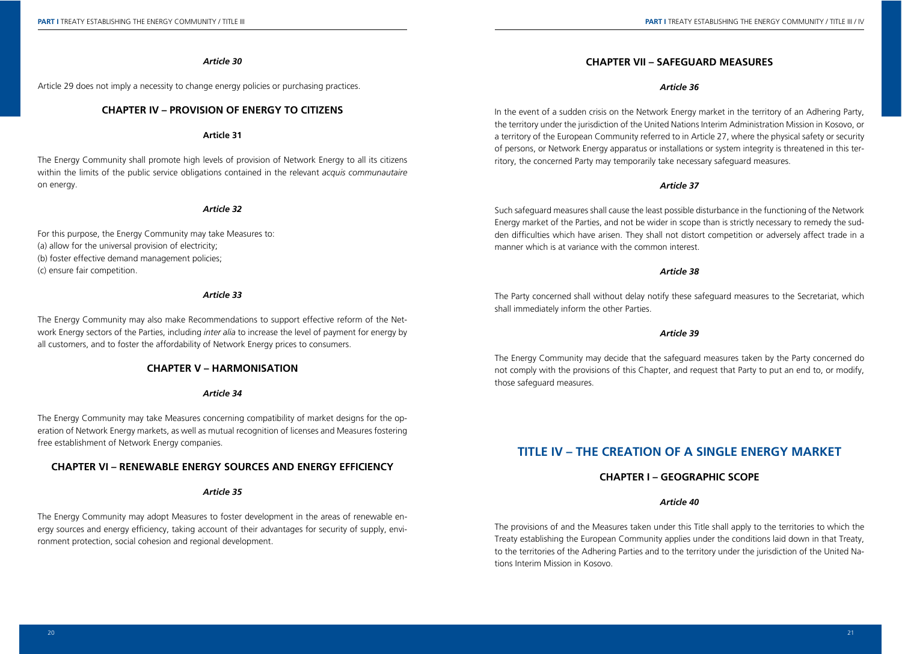*Article 30*

Article 29 does not imply a necessity to change energy policies or purchasing practices.

## CHAPTER IV – PROVISION OF ENERGY TO CITIZENS

**Article 31**

The Energy Community shall promote high levels of provision of Network Energy to all its citizens within the limits of the public service obligations contained in the relevant *acquis communautaire* on energy.

*Article 32*

For this purpose, the Energy Community may take Measures to:
(a) allow for the universal provision of electricity;
(b) foster effective demand management policies;
(c) ensure fair competition.

*Article 33*

The Energy Community may also make Recommendations to support effective reform of the Network Energy sectors of the Parties, including *inter alia* to increase the level of payment for energy by all customers, and to foster the affordability of Network Energy prices to consumers.

## CHAPTER V – HARMONISATION

*Article 34*

The Energy Community may take Measures concerning compatibility of market designs for the operation of Network Energy markets, as well as mutual recognition of licenses and Measures fostering free establishment of Network Energy companies.

## CHAPTER VI – RENEWABLE ENERGY SOURCES AND ENERGY EFFICIENCY

*Article 35*

The Energy Community may adopt Measures to foster development in the areas of renewable energy sources and energy efficiency, taking account of their advantages for security of supply, environment protection, social cohesion and regional development.

## CHAPTER VII – SAFEGUARD MEASURES

*Article 36*

In the event of a sudden crisis on the Network Energy market in the territory of an Adhering Party, the territory under the jurisdiction of the United Nations Interim Administration Mission in Kosovo, or a territory of the European Community referred to in Article 27, where the physical safety or security of persons, or Network Energy apparatus or installations or system integrity is threatened in this territory, the concerned Party may temporarily take necessary safeguard measures.

*Article 37*

Such safeguard measures shall cause the least possible disturbance in the functioning of the Network Energy market of the Parties, and not be wider in scope than is strictly necessary to remedy the sudden difficulties which have arisen. They shall not distort competition or adversely affect trade in a manner which is at variance with the common interest.

*Article 38*

The Party concerned shall without delay notify these safeguard measures to the Secretariat, which shall immediately inform the other Parties.

*Article 39*

The Energy Community may decide that the safeguard measures taken by the Party concerned do not comply with the provisions of this Chapter, and request that Party to put an end to, or modify, those safeguard measures.

# TITLE IV – THE CREATION OF A SINGLE ENERGY MARKET

## CHAPTER I – GEOGRAPHIC SCOPE

*Article 40*

The provisions of and the Measures taken under this Title shall apply to the territories to which the Treaty establishing the European Community applies under the conditions laid down in that Treaty, to the territories of the Adhering Parties and to the territory under the jurisdiction of the United Nations Interim Mission in Kosovo.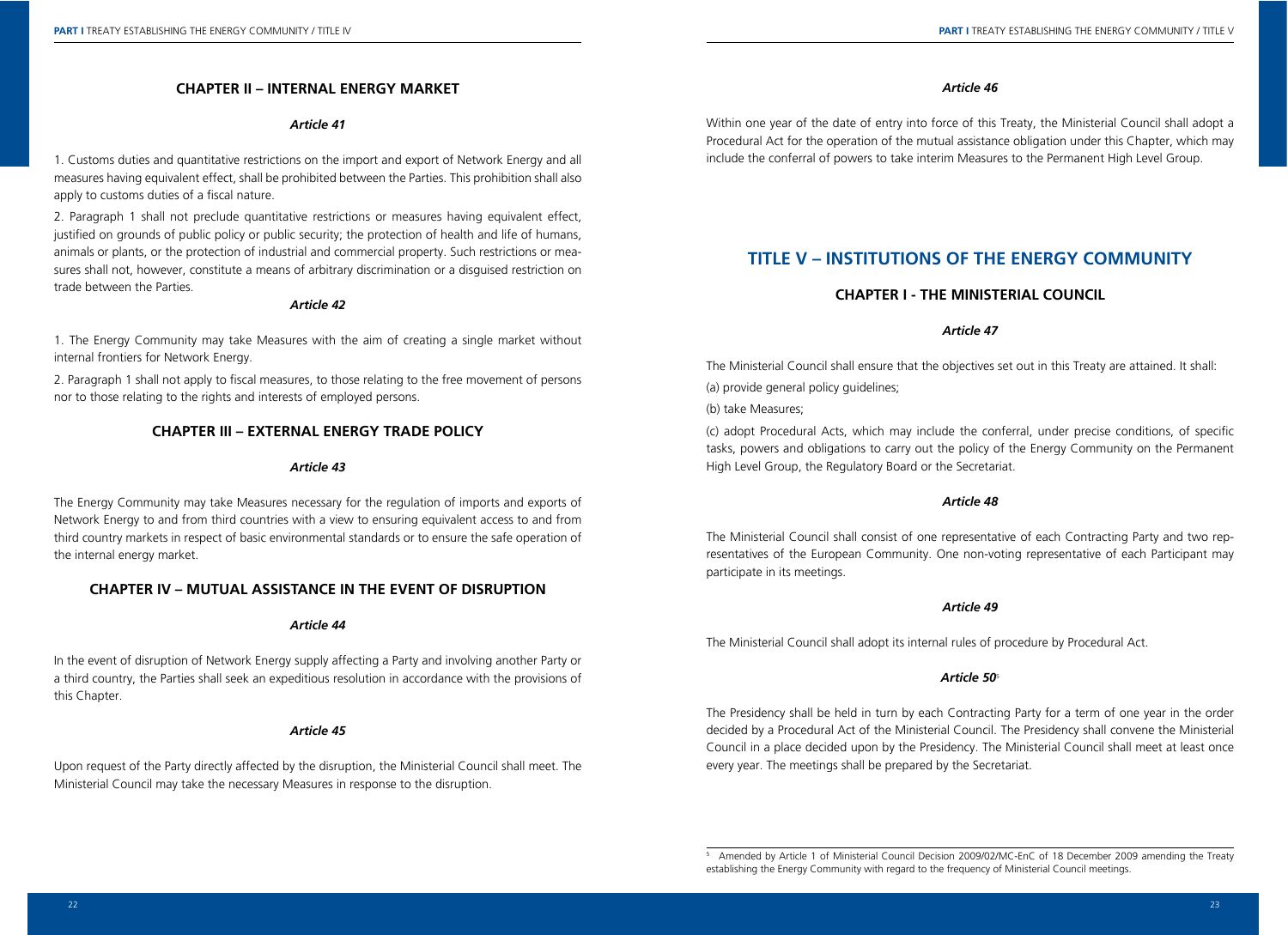## CHAPTER II – INTERNAL ENERGY MARKET

### *Article 41*

1. Customs duties and quantitative restrictions on the import and export of Network Energy and all measures having equivalent effect, shall be prohibited between the Parties. This prohibition shall also apply to customs duties of a fiscal nature.

2. Paragraph 1 shall not preclude quantitative restrictions or measures having equivalent effect, justified on grounds of public policy or public security; the protection of health and life of humans, animals or plants, or the protection of industrial and commercial property. Such restrictions or measures shall not, however, constitute a means of arbitrary discrimination or a disguised restriction on trade between the Parties.

### *Article 42*

1. The Energy Community may take Measures with the aim of creating a single market without internal frontiers for Network Energy.

2. Paragraph 1 shall not apply to fiscal measures, to those relating to the free movement of persons nor to those relating to the rights and interests of employed persons.

## CHAPTER III – EXTERNAL ENERGY TRADE POLICY

### *Article 43*

The Energy Community may take Measures necessary for the regulation of imports and exports of Network Energy to and from third countries with a view to ensuring equivalent access to and from third country markets in respect of basic environmental standards or to ensure the safe operation of the internal energy market.

## CHAPTER IV – MUTUAL ASSISTANCE IN THE EVENT OF DISRUPTION

### *Article 44*

In the event of disruption of Network Energy supply affecting a Party and involving another Party or a third country, the Parties shall seek an expeditious resolution in accordance with the provisions of this Chapter.

### *Article 45*

Upon request of the Party directly affected by the disruption, the Ministerial Council shall meet. The Ministerial Council may take the necessary Measures in response to the disruption.

### *Article 46*

Within one year of the date of entry into force of this Treaty, the Ministerial Council shall adopt a Procedural Act for the operation of the mutual assistance obligation under this Chapter, which may include the conferral of powers to take interim Measures to the Permanent High Level Group.

# TITLE V – INSTITUTIONS OF THE ENERGY COMMUNITY

## CHAPTER I - THE MINISTERIAL COUNCIL

### *Article 47*

The Ministerial Council shall ensure that the objectives set out in this Treaty are attained. It shall:

(a) provide general policy guidelines;

(b) take Measures;

(c) adopt Procedural Acts, which may include the conferral, under precise conditions, of specific tasks, powers and obligations to carry out the policy of the Energy Community on the Permanent High Level Group, the Regulatory Board or the Secretariat.

### *Article 48*

The Ministerial Council shall consist of one representative of each Contracting Party and two representatives of the European Community. One non-voting representative of each Participant may participate in its meetings.

### *Article 49*

The Ministerial Council shall adopt its internal rules of procedure by Procedural Act.

### *Article 50*[5]

The Presidency shall be held in turn by each Contracting Party for a term of one year in the order decided by a Procedural Act of the Ministerial Council. The Presidency shall convene the Ministerial Council in a place decided upon by the Presidency. The Ministerial Council shall meet at least once every year. The meetings shall be prepared by the Secretariat.

[5] Amended by Article 1 of Ministerial Council Decision 2009/02/MC-EnC of 18 December 2009 amending the Treaty establishing the Energy Community with regard to the frequency of Ministerial Council meetings.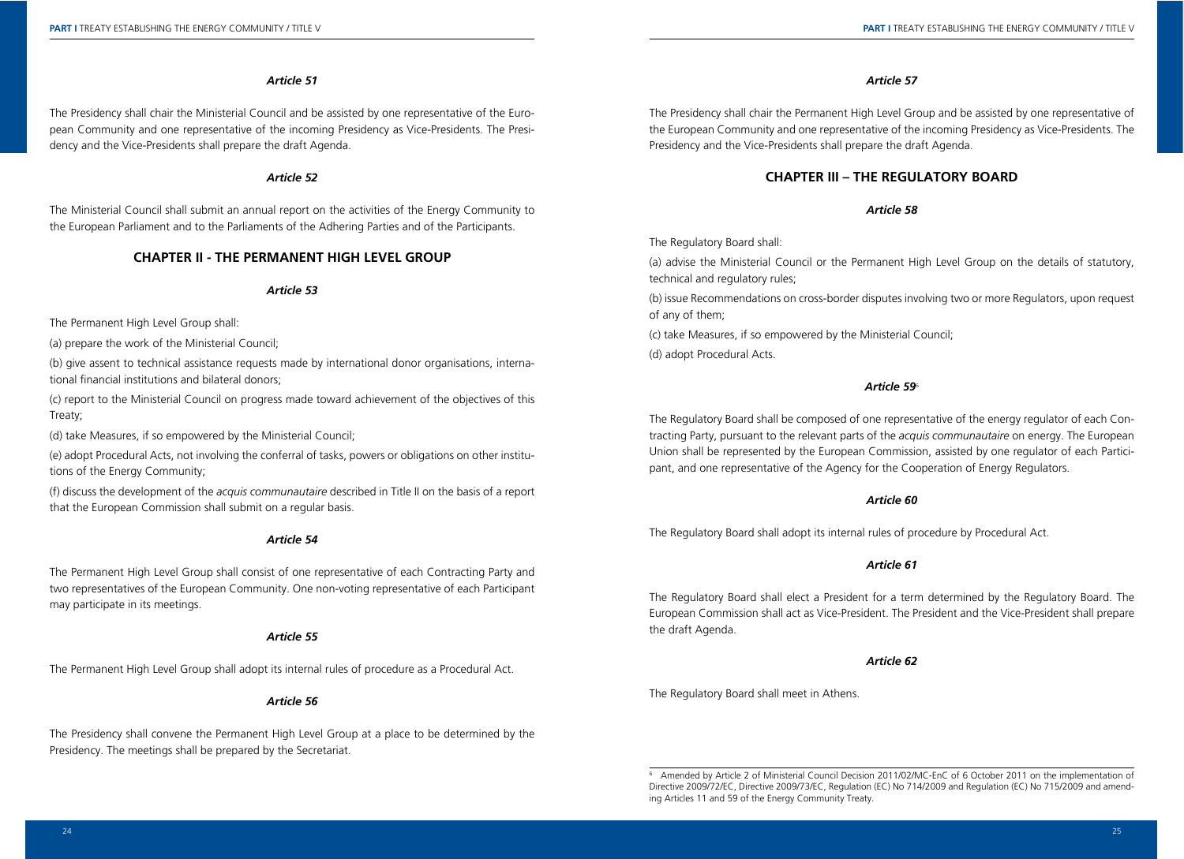### *Article 51*

The Presidency shall chair the Ministerial Council and be assisted by one representative of the European Community and one representative of the incoming Presidency as Vice-Presidents. The Presidency and the Vice-Presidents shall prepare the draft Agenda.

### *Article 52*

The Ministerial Council shall submit an annual report on the activities of the Energy Community to the European Parliament and to the Parliaments of the Adhering Parties and of the Participants.

## CHAPTER II - THE PERMANENT HIGH LEVEL GROUP

### *Article 53*

The Permanent High Level Group shall:

(a) prepare the work of the Ministerial Council;

(b) give assent to technical assistance requests made by international donor organisations, international financial institutions and bilateral donors;

(c) report to the Ministerial Council on progress made toward achievement of the objectives of this Treaty;

(d) take Measures, if so empowered by the Ministerial Council;

(e) adopt Procedural Acts, not involving the conferral of tasks, powers or obligations on other institutions of the Energy Community;

(f) discuss the development of the *acquis communautaire* described in Title II on the basis of a report that the European Commission shall submit on a regular basis.

### *Article 54*

The Permanent High Level Group shall consist of one representative of each Contracting Party and two representatives of the European Community. One non-voting representative of each Participant may participate in its meetings.

### *Article 55*

The Permanent High Level Group shall adopt its internal rules of procedure as a Procedural Act.

### *Article 56*

The Presidency shall convene the Permanent High Level Group at a place to be determined by the Presidency. The meetings shall be prepared by the Secretariat.

### *Article 57*

The Presidency shall chair the Permanent High Level Group and be assisted by one representative of the European Community and one representative of the incoming Presidency as Vice-Presidents. The Presidency and the Vice-Presidents shall prepare the draft Agenda.

## CHAPTER III – THE REGULATORY BOARD

### *Article 58*

The Regulatory Board shall:

(a) advise the Ministerial Council or the Permanent High Level Group on the details of statutory, technical and regulatory rules;

(b) issue Recommendations on cross-border disputes involving two or more Regulators, upon request of any of them;

(c) take Measures, if so empowered by the Ministerial Council;

(d) adopt Procedural Acts.

### *Article 59*[6]

The Regulatory Board shall be composed of one representative of the energy regulator of each Contracting Party, pursuant to the relevant parts of the *acquis communautaire* on energy. The European Union shall be represented by the European Commission, assisted by one regulator of each Participant, and one representative of the Agency for the Cooperation of Energy Regulators.

### *Article 60*

The Regulatory Board shall adopt its internal rules of procedure by Procedural Act.

### *Article 61*

The Regulatory Board shall elect a President for a term determined by the Regulatory Board. The European Commission shall act as Vice-President. The President and the Vice-President shall prepare the draft Agenda.

### *Article 62*

The Regulatory Board shall meet in Athens.

[6] Amended by Article 2 of Ministerial Council Decision 2011/02/MC-EnC of 6 October 2011 on the implementation of Directive 2009/72/EC, Directive 2009/73/EC, Regulation (EC) No 714/2009 and Regulation (EC) No 715/2009 and amending Articles 11 and 59 of the Energy Community Treaty.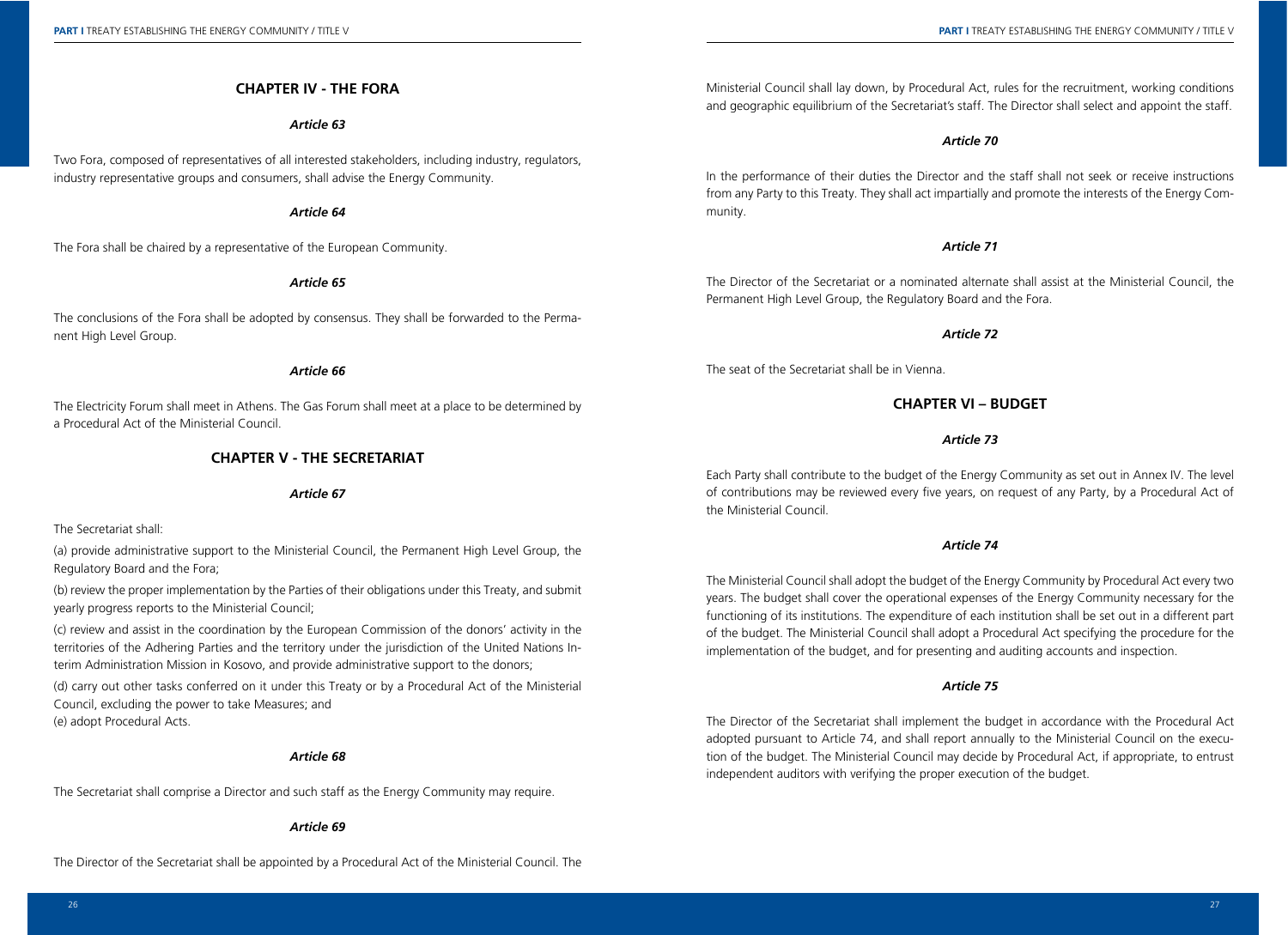## CHAPTER IV - THE FORA

### *Article 63*

Two Fora, composed of representatives of all interested stakeholders, including industry, regulators, industry representative groups and consumers, shall advise the Energy Community.

### *Article 64*

The Fora shall be chaired by a representative of the European Community.

### *Article 65*

The conclusions of the Fora shall be adopted by consensus. They shall be forwarded to the Permanent High Level Group.

### *Article 66*

The Electricity Forum shall meet in Athens. The Gas Forum shall meet at a place to be determined by a Procedural Act of the Ministerial Council.

## CHAPTER V - THE SECRETARIAT

### *Article 67*

The Secretariat shall:

(a) provide administrative support to the Ministerial Council, the Permanent High Level Group, the Regulatory Board and the Fora;

(b) review the proper implementation by the Parties of their obligations under this Treaty, and submit yearly progress reports to the Ministerial Council;

(c) review and assist in the coordination by the European Commission of the donors' activity in the territories of the Adhering Parties and the territory under the jurisdiction of the United Nations Interim Administration Mission in Kosovo, and provide administrative support to the donors;

(d) carry out other tasks conferred on it under this Treaty or by a Procedural Act of the Ministerial Council, excluding the power to take Measures; and

(e) adopt Procedural Acts.

### *Article 68*

The Secretariat shall comprise a Director and such staff as the Energy Community may require.

### *Article 69*

The Director of the Secretariat shall be appointed by a Procedural Act of the Ministerial Council. The Ministerial Council shall lay down, by Procedural Act, rules for the recruitment, working conditions and geographic equilibrium of the Secretariat's staff. The Director shall select and appoint the staff.

### *Article 70*

In the performance of their duties the Director and the staff shall not seek or receive instructions from any Party to this Treaty. They shall act impartially and promote the interests of the Energy Community.

### *Article 71*

The Director of the Secretariat or a nominated alternate shall assist at the Ministerial Council, the Permanent High Level Group, the Regulatory Board and the Fora.

### *Article 72*

The seat of the Secretariat shall be in Vienna.

## CHAPTER VI – BUDGET

### *Article 73*

Each Party shall contribute to the budget of the Energy Community as set out in Annex IV. The level of contributions may be reviewed every five years, on request of any Party, by a Procedural Act of the Ministerial Council.

### *Article 74*

The Ministerial Council shall adopt the budget of the Energy Community by Procedural Act every two years. The budget shall cover the operational expenses of the Energy Community necessary for the functioning of its institutions. The expenditure of each institution shall be set out in a different part of the budget. The Ministerial Council shall adopt a Procedural Act specifying the procedure for the implementation of the budget, and for presenting and auditing accounts and inspection.

### *Article 75*

The Director of the Secretariat shall implement the budget in accordance with the Procedural Act adopted pursuant to Article 74, and shall report annually to the Ministerial Council on the execution of the budget. The Ministerial Council may decide by Procedural Act, if appropriate, to entrust independent auditors with verifying the proper execution of the budget.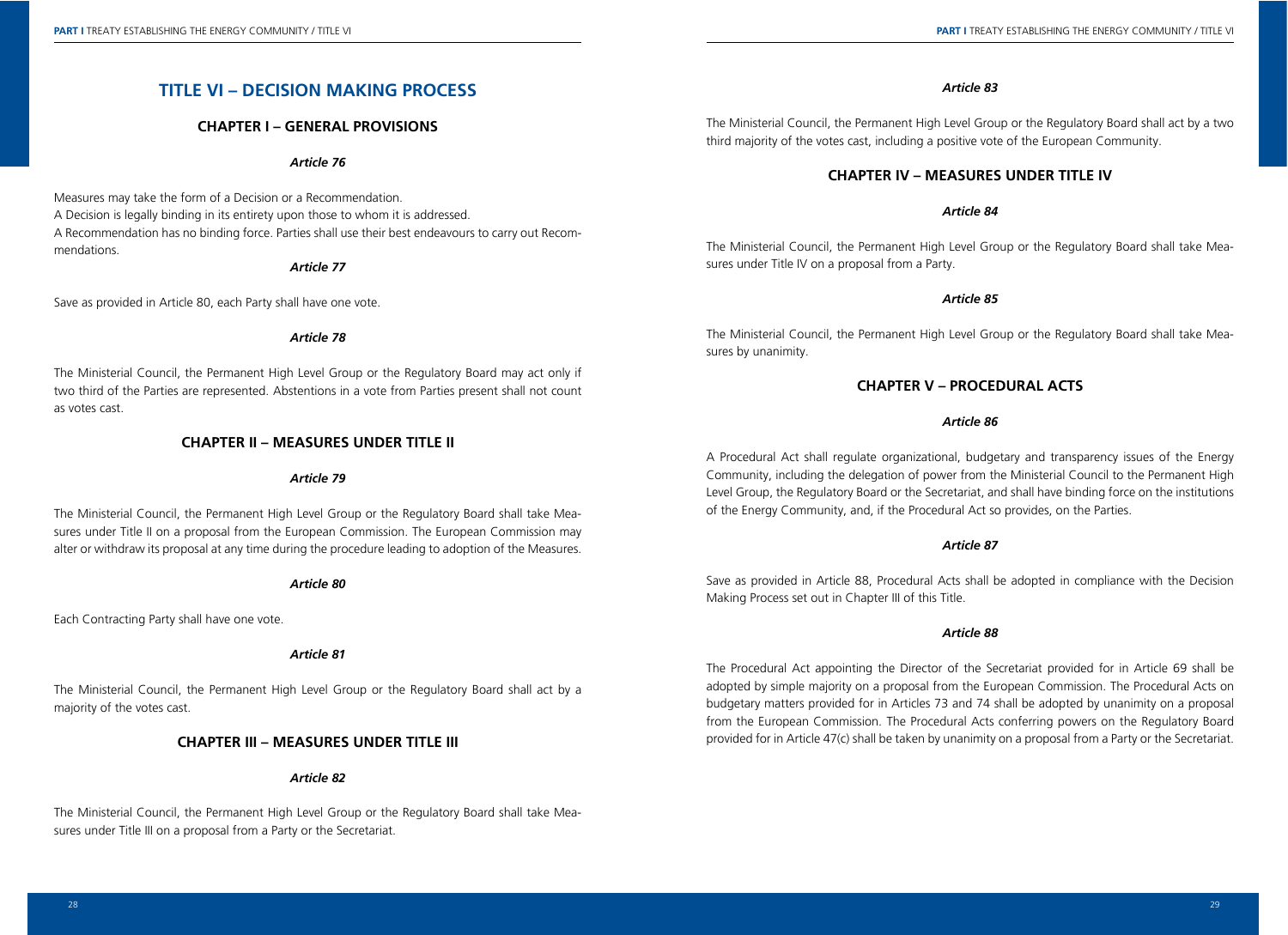# TITLE VI – DECISION MAKING PROCESS

## CHAPTER I – GENERAL PROVISIONS

### *Article 76*

Measures may take the form of a Decision or a Recommendation.
A Decision is legally binding in its entirety upon those to whom it is addressed.
A Recommendation has no binding force. Parties shall use their best endeavours to carry out Recommendations.

### *Article 77*

Save as provided in Article 80, each Party shall have one vote.

### *Article 78*

The Ministerial Council, the Permanent High Level Group or the Regulatory Board may act only if two third of the Parties are represented. Abstentions in a vote from Parties present shall not count as votes cast.

## CHAPTER II – MEASURES UNDER TITLE II

### *Article 79*

The Ministerial Council, the Permanent High Level Group or the Regulatory Board shall take Measures under Title II on a proposal from the European Commission. The European Commission may alter or withdraw its proposal at any time during the procedure leading to adoption of the Measures.

### *Article 80*

Each Contracting Party shall have one vote.

### *Article 81*

The Ministerial Council, the Permanent High Level Group or the Regulatory Board shall act by a majority of the votes cast.

## CHAPTER III – MEASURES UNDER TITLE III

### *Article 82*

The Ministerial Council, the Permanent High Level Group or the Regulatory Board shall take Measures under Title III on a proposal from a Party or the Secretariat.

### *Article 83*

The Ministerial Council, the Permanent High Level Group or the Regulatory Board shall act by a two third majority of the votes cast, including a positive vote of the European Community.

## CHAPTER IV – MEASURES UNDER TITLE IV

### *Article 84*

The Ministerial Council, the Permanent High Level Group or the Regulatory Board shall take Measures under Title IV on a proposal from a Party.

### *Article 85*

The Ministerial Council, the Permanent High Level Group or the Regulatory Board shall take Measures by unanimity.

## CHAPTER V – PROCEDURAL ACTS

### *Article 86*

A Procedural Act shall regulate organizational, budgetary and transparency issues of the Energy Community, including the delegation of power from the Ministerial Council to the Permanent High Level Group, the Regulatory Board or the Secretariat, and shall have binding force on the institutions of the Energy Community, and, if the Procedural Act so provides, on the Parties.

### *Article 87*

Save as provided in Article 88, Procedural Acts shall be adopted in compliance with the Decision Making Process set out in Chapter III of this Title.

### *Article 88*

The Procedural Act appointing the Director of the Secretariat provided for in Article 69 shall be adopted by simple majority on a proposal from the European Commission. The Procedural Acts on budgetary matters provided for in Articles 73 and 74 shall be adopted by unanimity on a proposal from the European Commission. The Procedural Acts conferring powers on the Regulatory Board provided for in Article 47(c) shall be taken by unanimity on a proposal from a Party or the Secretariat.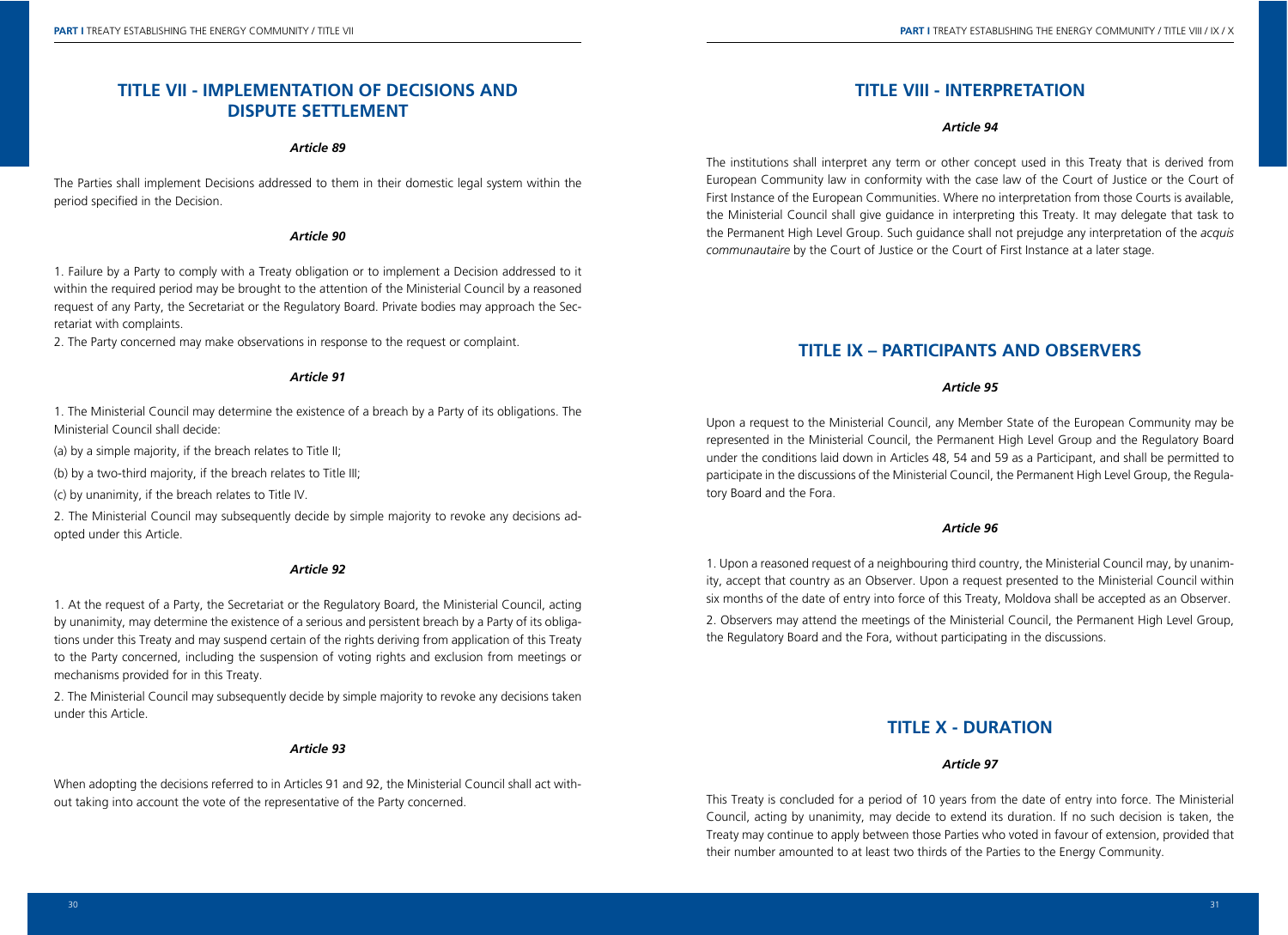## TITLE VII - IMPLEMENTATION OF DECISIONS AND DISPUTE SETTLEMENT

### *Article 89*

The Parties shall implement Decisions addressed to them in their domestic legal system within the period specified in the Decision.

### *Article 90*

1. Failure by a Party to comply with a Treaty obligation or to implement a Decision addressed to it within the required period may be brought to the attention of the Ministerial Council by a reasoned request of any Party, the Secretariat or the Regulatory Board. Private bodies may approach the Secretariat with complaints.

2. The Party concerned may make observations in response to the request or complaint.

### *Article 91*

1. The Ministerial Council may determine the existence of a breach by a Party of its obligations. The Ministerial Council shall decide:

(a) by a simple majority, if the breach relates to Title II;

(b) by a two-third majority, if the breach relates to Title III;

(c) by unanimity, if the breach relates to Title IV.

2. The Ministerial Council may subsequently decide by simple majority to revoke any decisions adopted under this Article.

### *Article 92*

1. At the request of a Party, the Secretariat or the Regulatory Board, the Ministerial Council, acting by unanimity, may determine the existence of a serious and persistent breach by a Party of its obligations under this Treaty and may suspend certain of the rights deriving from application of this Treaty to the Party concerned, including the suspension of voting rights and exclusion from meetings or mechanisms provided for in this Treaty.

2. The Ministerial Council may subsequently decide by simple majority to revoke any decisions taken under this Article.

### *Article 93*

When adopting the decisions referred to in Articles 91 and 92, the Ministerial Council shall act without taking into account the vote of the representative of the Party concerned.

## TITLE VIII - INTERPRETATION

### *Article 94*

The institutions shall interpret any term or other concept used in this Treaty that is derived from European Community law in conformity with the case law of the Court of Justice or the Court of First Instance of the European Communities. Where no interpretation from those Courts is available, the Ministerial Council shall give guidance in interpreting this Treaty. It may delegate that task to the Permanent High Level Group. Such guidance shall not prejudge any interpretation of the *acquis communautaire* by the Court of Justice or the Court of First Instance at a later stage.

## TITLE IX – PARTICIPANTS AND OBSERVERS

### *Article 95*

Upon a request to the Ministerial Council, any Member State of the European Community may be represented in the Ministerial Council, the Permanent High Level Group and the Regulatory Board under the conditions laid down in Articles 48, 54 and 59 as a Participant, and shall be permitted to participate in the discussions of the Ministerial Council, the Permanent High Level Group, the Regulatory Board and the Fora.

### *Article 96*

1. Upon a reasoned request of a neighbouring third country, the Ministerial Council may, by unanimity, accept that country as an Observer. Upon a request presented to the Ministerial Council within six months of the date of entry into force of this Treaty, Moldova shall be accepted as an Observer.

2. Observers may attend the meetings of the Ministerial Council, the Permanent High Level Group, the Regulatory Board and the Fora, without participating in the discussions.

## TITLE X - DURATION

### *Article 97*

This Treaty is concluded for a period of 10 years from the date of entry into force. The Ministerial Council, acting by unanimity, may decide to extend its duration. If no such decision is taken, the Treaty may continue to apply between those Parties who voted in favour of extension, provided that their number amounted to at least two thirds of the Parties to the Energy Community.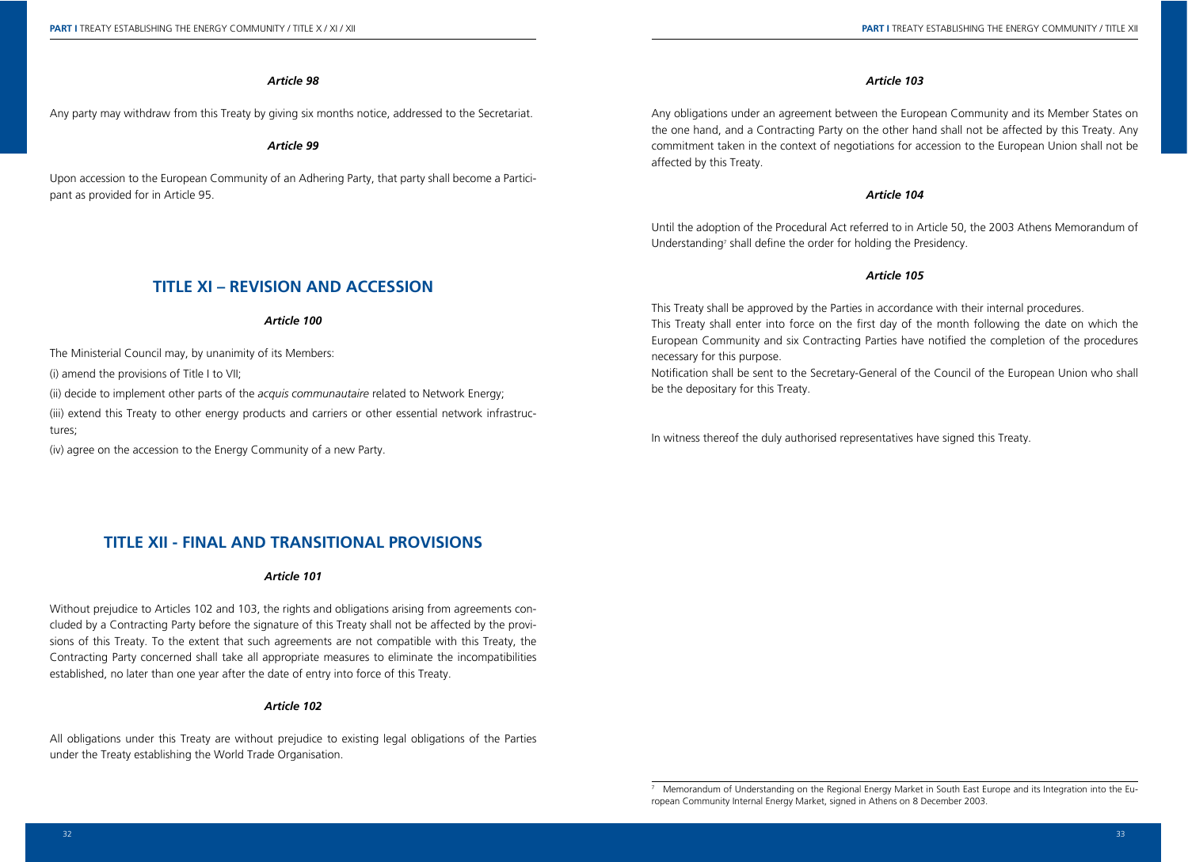### *Article 98*

Any party may withdraw from this Treaty by giving six months notice, addressed to the Secretariat.

### *Article 99*

Upon accession to the European Community of an Adhering Party, that party shall become a Participant as provided for in Article 95.

## TITLE XI – REVISION AND ACCESSION

### *Article 100*

The Ministerial Council may, by unanimity of its Members:

(i) amend the provisions of Title I to VII;

(ii) decide to implement other parts of the *acquis communautaire* related to Network Energy;

(iii) extend this Treaty to other energy products and carriers or other essential network infrastructures;

(iv) agree on the accession to the Energy Community of a new Party.

## TITLE XII - FINAL AND TRANSITIONAL PROVISIONS

### *Article 101*

Without prejudice to Articles 102 and 103, the rights and obligations arising from agreements concluded by a Contracting Party before the signature of this Treaty shall not be affected by the provisions of this Treaty. To the extent that such agreements are not compatible with this Treaty, the Contracting Party concerned shall take all appropriate measures to eliminate the incompatibilities established, no later than one year after the date of entry into force of this Treaty.

### *Article 102*

All obligations under this Treaty are without prejudice to existing legal obligations of the Parties under the Treaty establishing the World Trade Organisation.

### *Article 103*

Any obligations under an agreement between the European Community and its Member States on the one hand, and a Contracting Party on the other hand shall not be affected by this Treaty. Any commitment taken in the context of negotiations for accession to the European Union shall not be affected by this Treaty.

### *Article 104*

Until the adoption of the Procedural Act referred to in Article 50, the 2003 Athens Memorandum of Understanding[7] shall define the order for holding the Presidency.

### *Article 105*

This Treaty shall be approved by the Parties in accordance with their internal procedures.

This Treaty shall enter into force on the first day of the month following the date on which the European Community and six Contracting Parties have notified the completion of the procedures necessary for this purpose.

Notification shall be sent to the Secretary-General of the Council of the European Union who shall be the depositary for this Treaty.

In witness thereof the duly authorised representatives have signed this Treaty.

[7] Memorandum of Understanding on the Regional Energy Market in South East Europe and its Integration into the European Community Internal Energy Market, signed in Athens on 8 December 2003.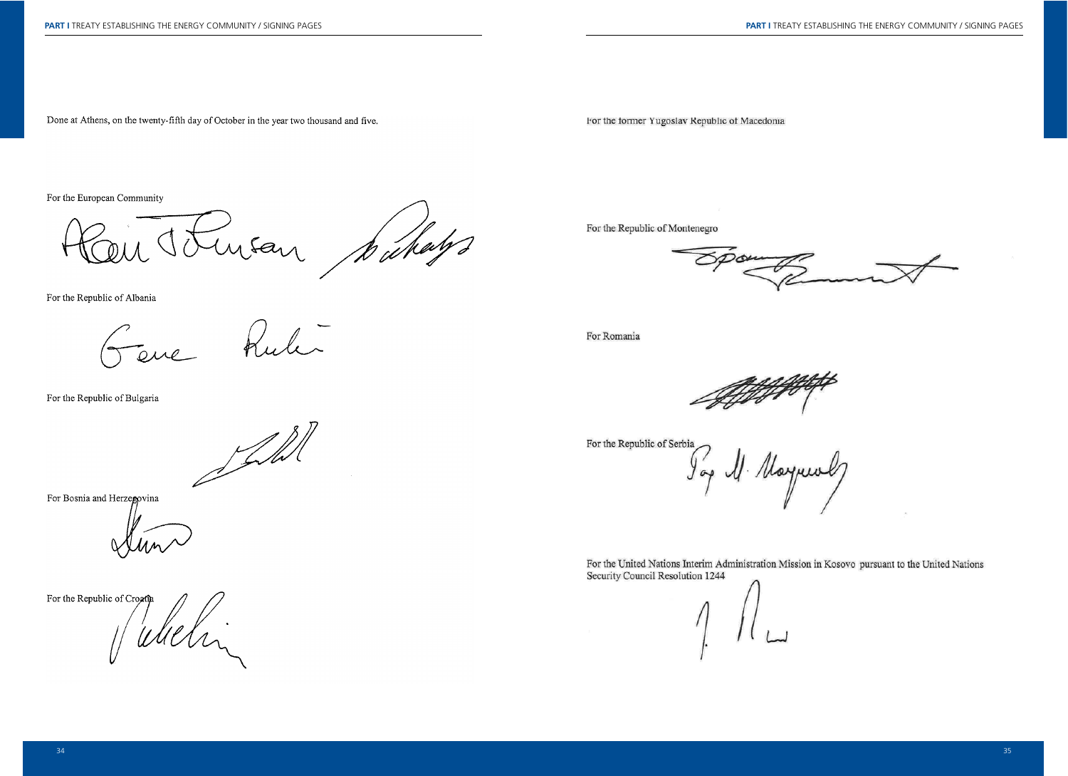Done at Athens, on the twenty-fifth day of October in the year two thousand and five.

For the European Community

For the Republic of Albania

For the Republic of Bulgaria

For Bosnia and Herzegovina

For the Republic of Croatia

For the former Yugoslav Republic of Macedonia

For the Republic of Montenegro

For Romania

For the Republic of Serbia

For the United Nations Interim Administration Mission in Kosovo pursuant to the United Nations Security Council Resolution 1244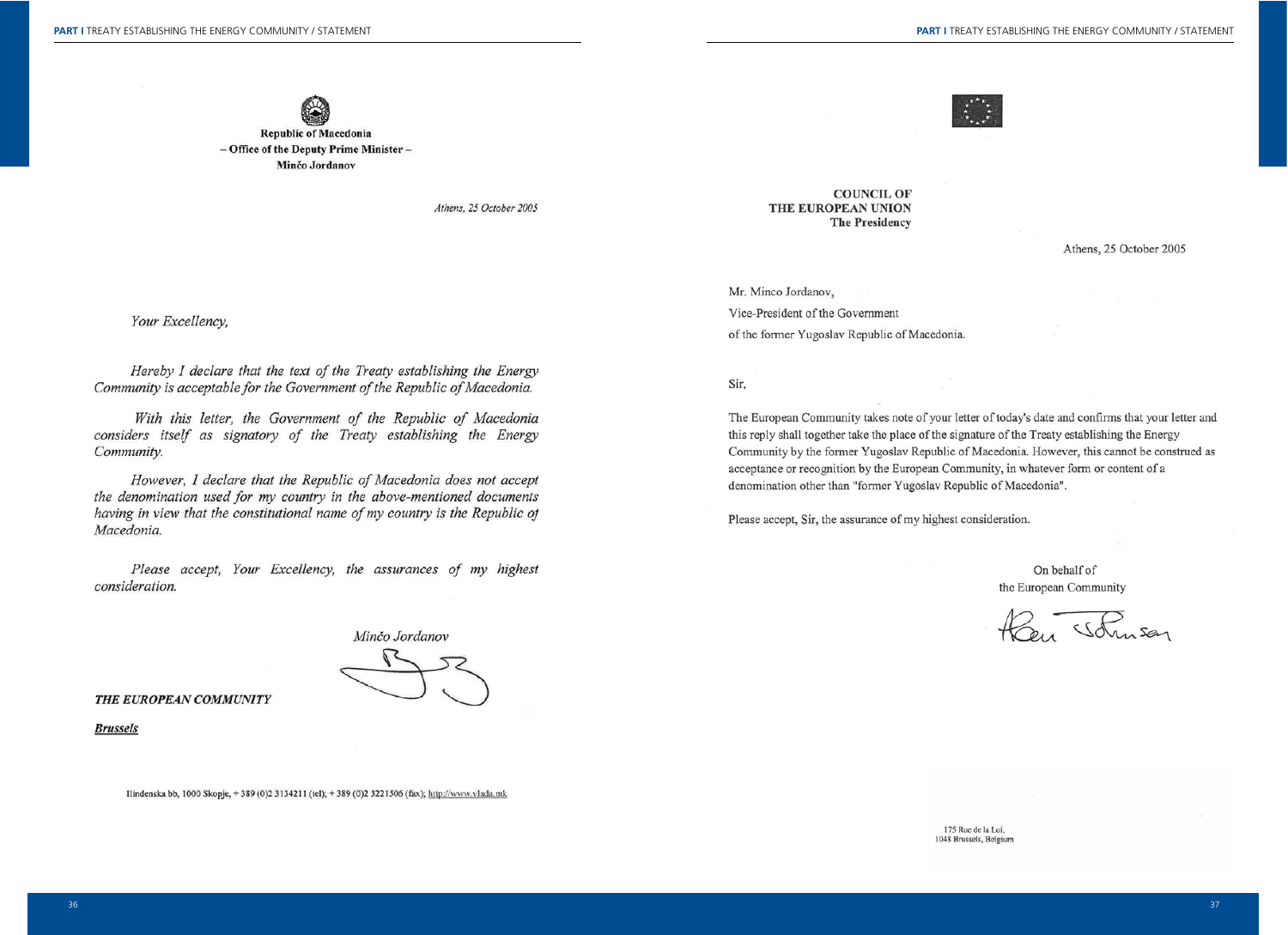**Republic of Macedonia**
**– Office of the Deputy Prime Minister –**
**Minčo Jordanov**

*Athens, 25 October 2005*

*Your Excellency,*

*Hereby I declare that the text of the Treaty establishing the Energy Community is acceptable for the Government of the Republic of Macedonia.*

*With this letter, the Government of the Republic of Macedonia considers itself as signatory of the Treaty establishing the Energy Community.*

*However, I declare that the Republic of Macedonia does not accept the denomination used for my country in the above-mentioned documents having in view that the constitutional name of my country is the Republic of Macedonia.*

*Please accept, Your Excellency, the assurances of my highest consideration.*

*Minčo Jordanov*

***THE EUROPEAN COMMUNITY***

***Brussels***

Ilindenska bb, 1000 Skopje, + 389 (0)2 3134211 (tel); + 389 (0)2 3221506 (fax); http://www.vlada.mk

---

**COUNCIL OF**
**THE EUROPEAN UNION**
**The Presidency**

Athens, 25 October 2005

Mr. Minco Jordanov,
Vice-President of the Government
of the former Yugoslav Republic of Macedonia.

Sir,

The European Community takes note of your letter of today's date and confirms that your letter and this reply shall together take the place of the signature of the Treaty establishing the Energy Community by the former Yugoslav Republic of Macedonia. However, this cannot be construed as acceptance or recognition by the European Community, in whatever form or content of a denomination other than "former Yugoslav Republic of Macedonia".

Please accept, Sir, the assurance of my highest consideration.

On behalf of
the European Community

175 Rue de la Loi,
1048 Brussels, Belgium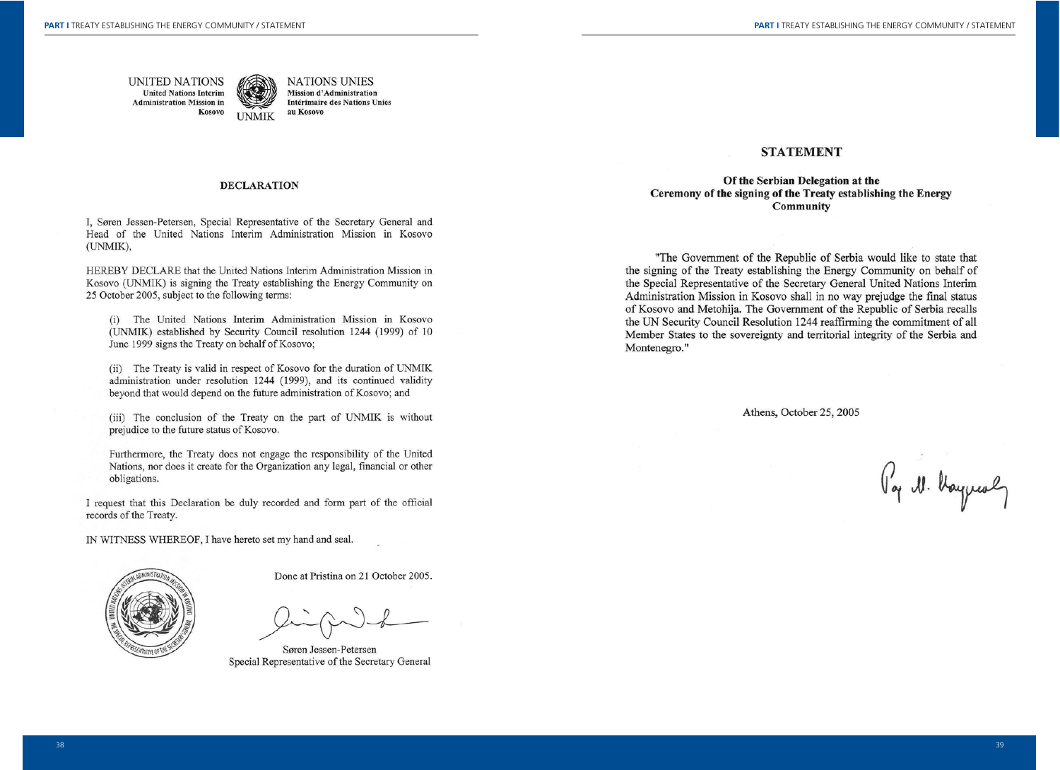UNITED NATIONS
United Nations Interim Administration Mission in Kosovo

UNMIK

NATIONS UNIES
Mission d'Administration Intérimaire des Nations Unies au Kosovo

## DECLARATION

I, Søren Jessen-Petersen, Special Representative of the Secretary General and Head of the United Nations Interim Administration Mission in Kosovo (UNMIK),

HEREBY DECLARE that the United Nations Interim Administration Mission in Kosovo (UNMIK) is signing the Treaty establishing the Energy Community on 25 October 2005, subject to the following terms:

(i) The United Nations Interim Administration Mission in Kosovo (UNMIK) established by Security Council resolution 1244 (1999) of 10 June 1999 signs the Treaty on behalf of Kosovo;

(ii) The Treaty is valid in respect of Kosovo for the duration of UNMIK administration under resolution 1244 (1999), and its continued validity beyond that would depend on the future administration of Kosovo; and

(iii) The conclusion of the Treaty on the part of UNMIK is without prejudice to the future status of Kosovo.

Furthermore, the Treaty does not engage the responsibility of the United Nations, nor does it create for the Organization any legal, financial or other obligations.

I request that this Declaration be duly recorded and form part of the official records of the Treaty.

IN WITNESS WHEREOF, I have hereto set my hand and seal.

Done at Pristina on 21 October 2005.

Søren Jessen-Petersen
Special Representative of the Secretary General

## STATEMENT

### Of the Serbian Delegation at the Ceremony of the signing of the Treaty establishing the Energy Community

"The Government of the Republic of Serbia would like to state that the signing of the Treaty establishing the Energy Community on behalf of the Special Representative of the Secretary General United Nations Interim Administration Mission in Kosovo shall in no way prejudge the final status of Kosovo and Metohija. The Government of the Republic of Serbia recalls the UN Security Council Resolution 1244 reaffirming the commitment of all Member States to the sovereignty and territorial integrity of the Serbia and Montenegro."

Athens, October 25, 2005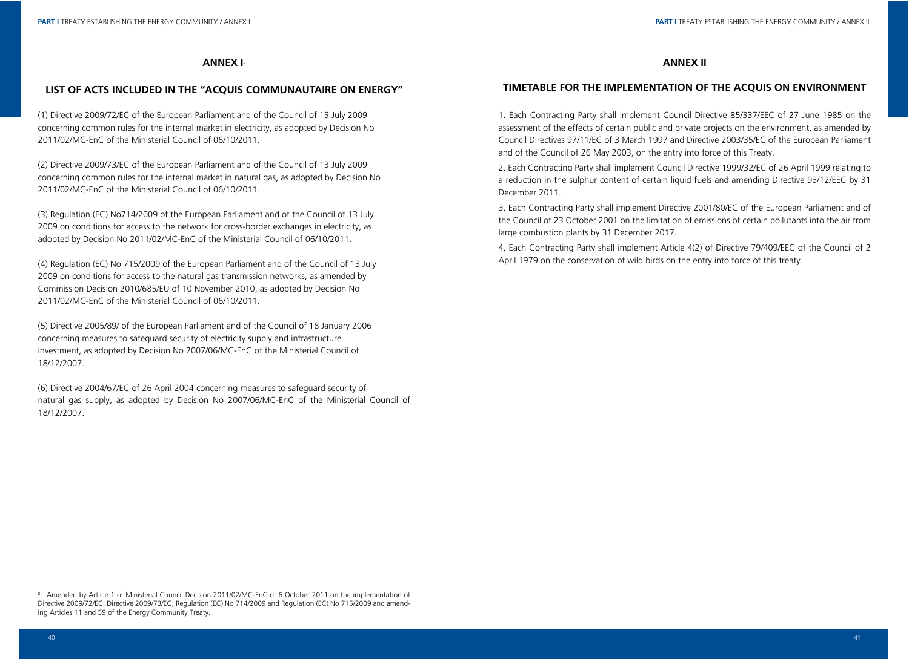## ANNEX I[8]

### LIST OF ACTS INCLUDED IN THE "ACQUIS COMMUNAUTAIRE ON ENERGY"

(1) Directive 2009/72/EC of the European Parliament and of the Council of 13 July 2009 concerning common rules for the internal market in electricity, as adopted by Decision No 2011/02/MC-EnC of the Ministerial Council of 06/10/2011.

(2) Directive 2009/73/EC of the European Parliament and of the Council of 13 July 2009 concerning common rules for the internal market in natural gas, as adopted by Decision No 2011/02/MC-EnC of the Ministerial Council of 06/10/2011.

(3) Regulation (EC) No714/2009 of the European Parliament and of the Council of 13 July 2009 on conditions for access to the network for cross-border exchanges in electricity, as adopted by Decision No 2011/02/MC-EnC of the Ministerial Council of 06/10/2011.

(4) Regulation (EC) No 715/2009 of the European Parliament and of the Council of 13 July 2009 on conditions for access to the natural gas transmission networks, as amended by Commission Decision 2010/685/EU of 10 November 2010, as adopted by Decision No 2011/02/MC-EnC of the Ministerial Council of 06/10/2011.

(5) Directive 2005/89/ of the European Parliament and of the Council of 18 January 2006 concerning measures to safeguard security of electricity supply and infrastructure investment, as adopted by Decision No 2007/06/MC-EnC of the Ministerial Council of 18/12/2007.

(6) Directive 2004/67/EC of 26 April 2004 concerning measures to safeguard security of natural gas supply, as adopted by Decision No 2007/06/MC-EnC of the Ministerial Council of 18/12/2007.

[8] Amended by Article 1 of Ministerial Council Decision 2011/02/MC-EnC of 6 October 2011 on the implementation of Directive 2009/72/EC, Directive 2009/73/EC, Regulation (EC) No 714/2009 and Regulation (EC) No 715/2009 and amending Articles 11 and 59 of the Energy Community Treaty.

## ANNEX II

### TIMETABLE FOR THE IMPLEMENTATION OF THE ACQUIS ON ENVIRONMENT

1. Each Contracting Party shall implement Council Directive 85/337/EEC of 27 June 1985 on the assessment of the effects of certain public and private projects on the environment, as amended by Council Directives 97/11/EC of 3 March 1997 and Directive 2003/35/EC of the European Parliament and of the Council of 26 May 2003, on the entry into force of this Treaty.

2. Each Contracting Party shall implement Council Directive 1999/32/EC of 26 April 1999 relating to a reduction in the sulphur content of certain liquid fuels and amending Directive 93/12/EEC by 31 December 2011.

3. Each Contracting Party shall implement Directive 2001/80/EC of the European Parliament and of the Council of 23 October 2001 on the limitation of emissions of certain pollutants into the air from large combustion plants by 31 December 2017.

4. Each Contracting Party shall implement Article 4(2) of Directive 79/409/EEC of the Council of 2 April 1979 on the conservation of wild birds on the entry into force of this treaty.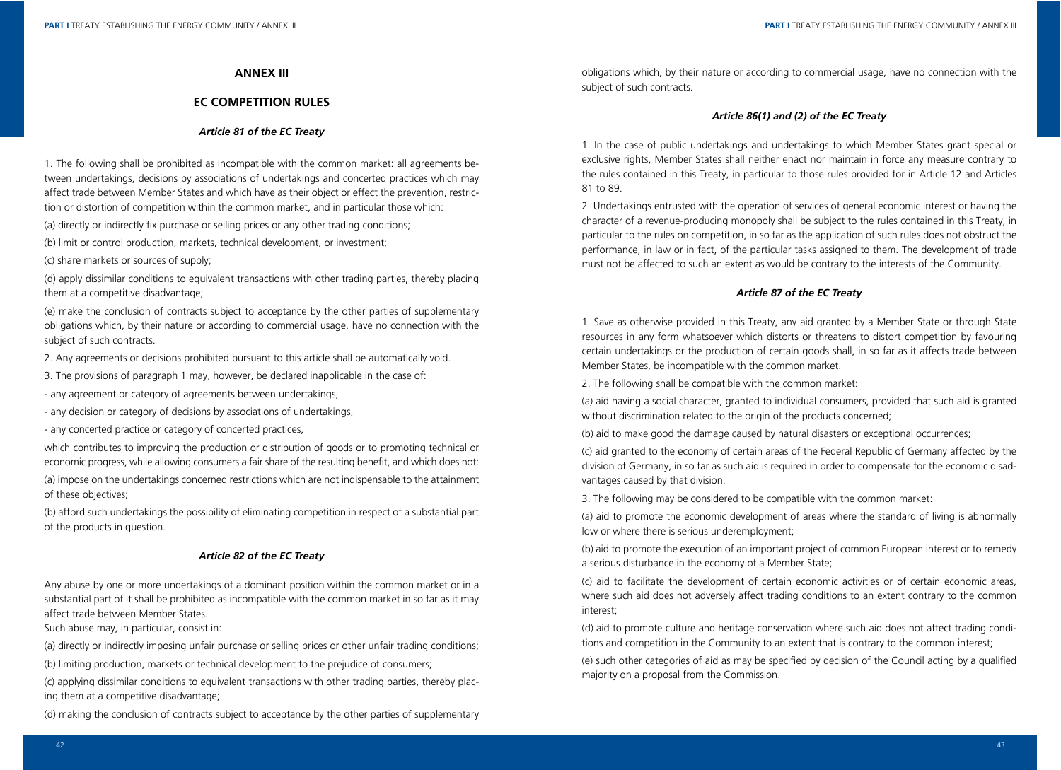## ANNEX III

## EC COMPETITION RULES

### *Article 81 of the EC Treaty*

1. The following shall be prohibited as incompatible with the common market: all agreements between undertakings, decisions by associations of undertakings and concerted practices which may affect trade between Member States and which have as their object or effect the prevention, restriction or distortion of competition within the common market, and in particular those which:

(a) directly or indirectly fix purchase or selling prices or any other trading conditions;

(b) limit or control production, markets, technical development, or investment;

(c) share markets or sources of supply;

(d) apply dissimilar conditions to equivalent transactions with other trading parties, thereby placing them at a competitive disadvantage;

(e) make the conclusion of contracts subject to acceptance by the other parties of supplementary obligations which, by their nature or according to commercial usage, have no connection with the subject of such contracts.

2. Any agreements or decisions prohibited pursuant to this article shall be automatically void.

3. The provisions of paragraph 1 may, however, be declared inapplicable in the case of:

- any agreement or category of agreements between undertakings,
- any decision or category of decisions by associations of undertakings,
- any concerted practice or category of concerted practices,

which contributes to improving the production or distribution of goods or to promoting technical or economic progress, while allowing consumers a fair share of the resulting benefit, and which does not:

(a) impose on the undertakings concerned restrictions which are not indispensable to the attainment of these objectives;

(b) afford such undertakings the possibility of eliminating competition in respect of a substantial part of the products in question.

### *Article 82 of the EC Treaty*

Any abuse by one or more undertakings of a dominant position within the common market or in a substantial part of it shall be prohibited as incompatible with the common market in so far as it may affect trade between Member States.

Such abuse may, in particular, consist in:

(a) directly or indirectly imposing unfair purchase or selling prices or other unfair trading conditions;

(b) limiting production, markets or technical development to the prejudice of consumers;

(c) applying dissimilar conditions to equivalent transactions with other trading parties, thereby placing them at a competitive disadvantage;

(d) making the conclusion of contracts subject to acceptance by the other parties of supplementary obligations which, by their nature or according to commercial usage, have no connection with the subject of such contracts.

### *Article 86(1) and (2) of the EC Treaty*

1. In the case of public undertakings and undertakings to which Member States grant special or exclusive rights, Member States shall neither enact nor maintain in force any measure contrary to the rules contained in this Treaty, in particular to those rules provided for in Article 12 and Articles 81 to 89.

2. Undertakings entrusted with the operation of services of general economic interest or having the character of a revenue-producing monopoly shall be subject to the rules contained in this Treaty, in particular to the rules on competition, in so far as the application of such rules does not obstruct the performance, in law or in fact, of the particular tasks assigned to them. The development of trade must not be affected to such an extent as would be contrary to the interests of the Community.

### *Article 87 of the EC Treaty*

1. Save as otherwise provided in this Treaty, any aid granted by a Member State or through State resources in any form whatsoever which distorts or threatens to distort competition by favouring certain undertakings or the production of certain goods shall, in so far as it affects trade between Member States, be incompatible with the common market.

2. The following shall be compatible with the common market:

(a) aid having a social character, granted to individual consumers, provided that such aid is granted without discrimination related to the origin of the products concerned;

(b) aid to make good the damage caused by natural disasters or exceptional occurrences;

(c) aid granted to the economy of certain areas of the Federal Republic of Germany affected by the division of Germany, in so far as such aid is required in order to compensate for the economic disadvantages caused by that division.

3. The following may be considered to be compatible with the common market:

(a) aid to promote the economic development of areas where the standard of living is abnormally low or where there is serious underemployment;

(b) aid to promote the execution of an important project of common European interest or to remedy a serious disturbance in the economy of a Member State;

(c) aid to facilitate the development of certain economic activities or of certain economic areas, where such aid does not adversely affect trading conditions to an extent contrary to the common interest;

(d) aid to promote culture and heritage conservation where such aid does not affect trading conditions and competition in the Community to an extent that is contrary to the common interest;

(e) such other categories of aid as may be specified by decision of the Council acting by a qualified majority on a proposal from the Commission.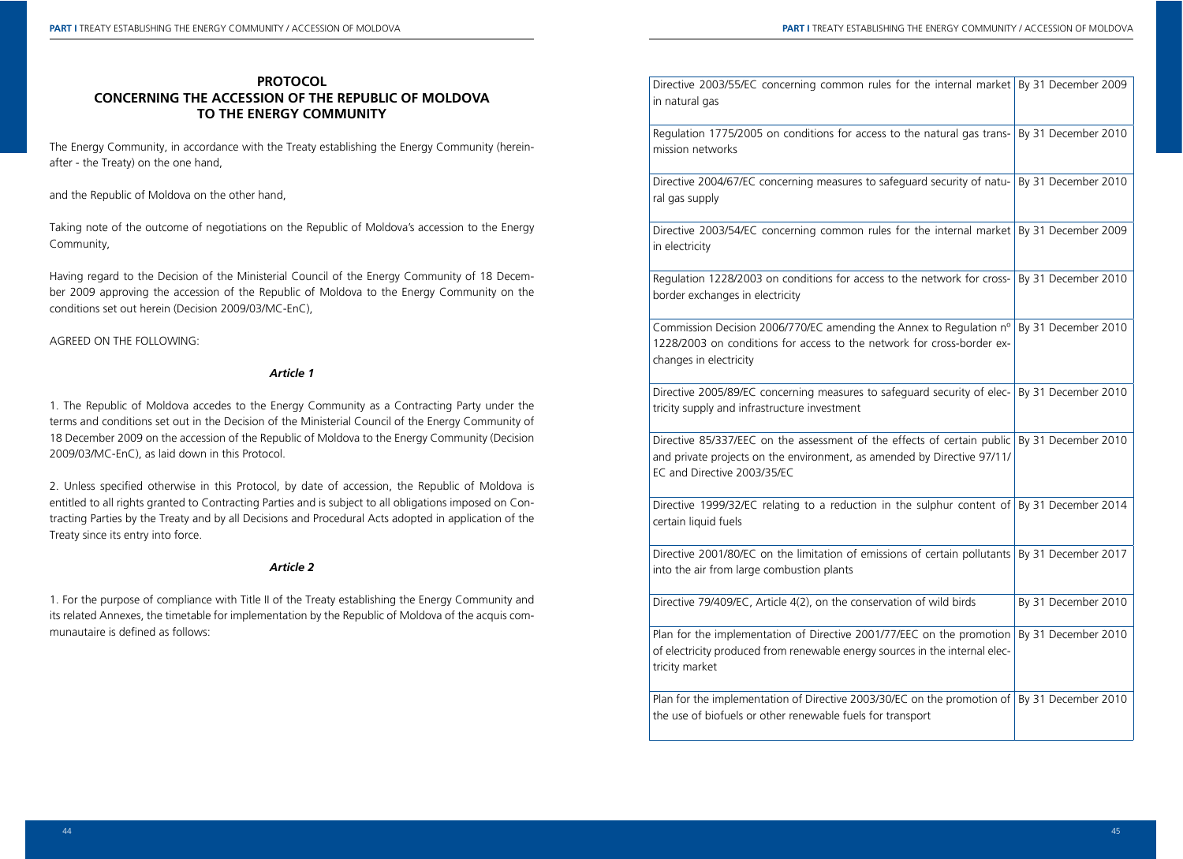## PROTOCOL CONCERNING THE ACCESSION OF THE REPUBLIC OF MOLDOVA TO THE ENERGY COMMUNITY

The Energy Community, in accordance with the Treaty establishing the Energy Community (hereinafter - the Treaty) on the one hand,

and the Republic of Moldova on the other hand,

Taking note of the outcome of negotiations on the Republic of Moldova's accession to the Energy Community,

Having regard to the Decision of the Ministerial Council of the Energy Community of 18 December 2009 approving the accession of the Republic of Moldova to the Energy Community on the conditions set out herein (Decision 2009/03/MC-EnC),

AGREED ON THE FOLLOWING:

### *Article 1*

1. The Republic of Moldova accedes to the Energy Community as a Contracting Party under the terms and conditions set out in the Decision of the Ministerial Council of the Energy Community of 18 December 2009 on the accession of the Republic of Moldova to the Energy Community (Decision 2009/03/MC-EnC), as laid down in this Protocol.

2. Unless specified otherwise in this Protocol, by date of accession, the Republic of Moldova is entitled to all rights granted to Contracting Parties and is subject to all obligations imposed on Contracting Parties by the Treaty and by all Decisions and Procedural Acts adopted in application of the Treaty since its entry into force.

### *Article 2*

1. For the purpose of compliance with Title II of the Treaty establishing the Energy Community and its related Annexes, the timetable for implementation by the Republic of Moldova of the acquis communautaire is defined as follows:

| | |
|---|---|
| Directive 2003/55/EC concerning common rules for the internal market in natural gas | By 31 December 2009 |
| Regulation 1775/2005 on conditions for access to the natural gas transmission networks | By 31 December 2010 |
| Directive 2004/67/EC concerning measures to safeguard security of natural gas supply | By 31 December 2010 |
| Directive 2003/54/EC concerning common rules for the internal market in electricity | By 31 December 2009 |
| Regulation 1228/2003 on conditions for access to the network for cross-border exchanges in electricity | By 31 December 2010 |
| Commission Decision 2006/770/EC amending the Annex to Regulation nº 1228/2003 on conditions for access to the network for cross-border exchanges in electricity | By 31 December 2010 |
| Directive 2005/89/EC concerning measures to safeguard security of electricity supply and infrastructure investment | By 31 December 2010 |
| Directive 85/337/EEC on the assessment of the effects of certain public and private projects on the environment, as amended by Directive 97/11/EC and Directive 2003/35/EC | By 31 December 2010 |
| Directive 1999/32/EC relating to a reduction in the sulphur content of certain liquid fuels | By 31 December 2014 |
| Directive 2001/80/EC on the limitation of emissions of certain pollutants into the air from large combustion plants | By 31 December 2017 |
| Directive 79/409/EC, Article 4(2), on the conservation of wild birds | By 31 December 2010 |
| Plan for the implementation of Directive 2001/77/EEC on the promotion of electricity produced from renewable energy sources in the internal electricity market | By 31 December 2010 |
| Plan for the implementation of Directive 2003/30/EC on the promotion of the use of biofuels or other renewable fuels for transport | By 31 December 2010 |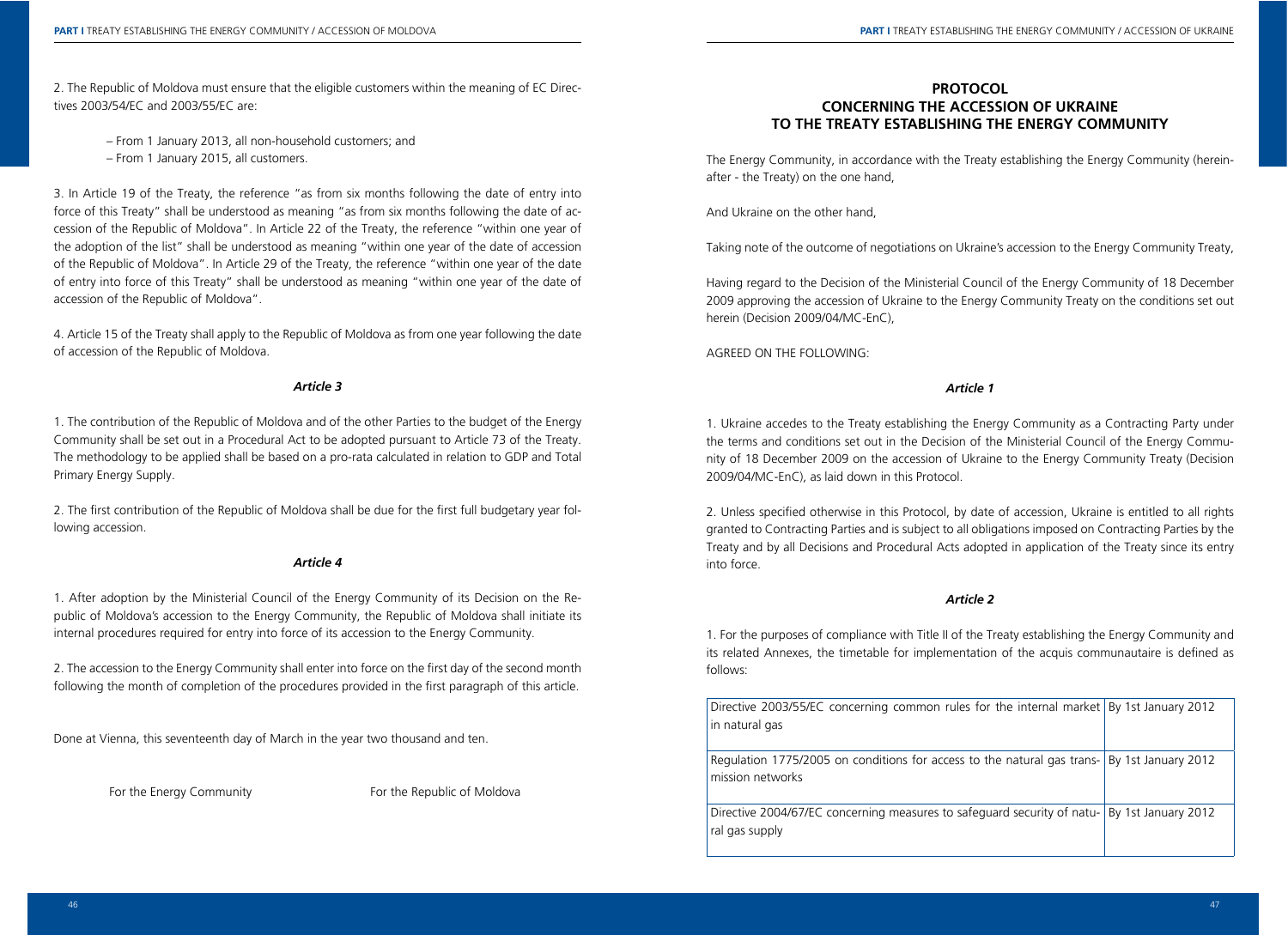2. The Republic of Moldova must ensure that the eligible customers within the meaning of EC Directives 2003/54/EC and 2003/55/EC are:

– From 1 January 2013, all non-household customers; and
– From 1 January 2015, all customers.

3. In Article 19 of the Treaty, the reference "as from six months following the date of entry into force of this Treaty" shall be understood as meaning "as from six months following the date of accession of the Republic of Moldova". In Article 22 of the Treaty, the reference "within one year of the adoption of the list" shall be understood as meaning "within one year of the date of accession of the Republic of Moldova". In Article 29 of the Treaty, the reference "within one year of the date of entry into force of this Treaty" shall be understood as meaning "within one year of the date of accession of the Republic of Moldova".

4. Article 15 of the Treaty shall apply to the Republic of Moldova as from one year following the date of accession of the Republic of Moldova.

### *Article 3*

1. The contribution of the Republic of Moldova and of the other Parties to the budget of the Energy Community shall be set out in a Procedural Act to be adopted pursuant to Article 73 of the Treaty. The methodology to be applied shall be based on a pro-rata calculated in relation to GDP and Total Primary Energy Supply.

2. The first contribution of the Republic of Moldova shall be due for the first full budgetary year following accession.

### *Article 4*

1. After adoption by the Ministerial Council of the Energy Community of its Decision on the Republic of Moldova's accession to the Energy Community, the Republic of Moldova shall initiate its internal procedures required for entry into force of its accession to the Energy Community.

2. The accession to the Energy Community shall enter into force on the first day of the second month following the month of completion of the procedures provided in the first paragraph of this article.

Done at Vienna, this seventeenth day of March in the year two thousand and ten.

For the Energy Community          For the Republic of Moldova

## PROTOCOL CONCERNING THE ACCESSION OF UKRAINE TO THE TREATY ESTABLISHING THE ENERGY COMMUNITY

The Energy Community, in accordance with the Treaty establishing the Energy Community (hereinafter - the Treaty) on the one hand,

And Ukraine on the other hand,

Taking note of the outcome of negotiations on Ukraine's accession to the Energy Community Treaty,

Having regard to the Decision of the Ministerial Council of the Energy Community of 18 December 2009 approving the accession of Ukraine to the Energy Community Treaty on the conditions set out herein (Decision 2009/04/MC-EnC),

AGREED ON THE FOLLOWING:

### *Article 1*

1. Ukraine accedes to the Treaty establishing the Energy Community as a Contracting Party under the terms and conditions set out in the Decision of the Ministerial Council of the Energy Community of 18 December 2009 on the accession of Ukraine to the Energy Community Treaty (Decision 2009/04/MC-EnC), as laid down in this Protocol.

2. Unless specified otherwise in this Protocol, by date of accession, Ukraine is entitled to all rights granted to Contracting Parties and is subject to all obligations imposed on Contracting Parties by the Treaty and by all Decisions and Procedural Acts adopted in application of the Treaty since its entry into force.

### *Article 2*

1. For the purposes of compliance with Title II of the Treaty establishing the Energy Community and its related Annexes, the timetable for implementation of the acquis communautaire is defined as follows:

| | |
|---|---|
| Directive 2003/55/EC concerning common rules for the internal market in natural gas | By 1st January 2012 |
| Regulation 1775/2005 on conditions for access to the natural gas transmission networks | By 1st January 2012 |
| Directive 2004/67/EC concerning measures to safeguard security of natural gas supply | By 1st January 2012 |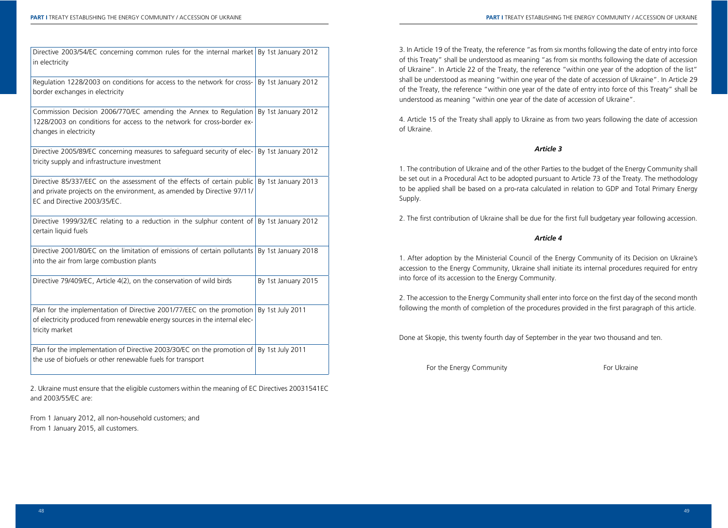| | |
|---|---|
| Directive 2003/54/EC concerning common rules for the internal market in electricity | By 1st January 2012 |
| Regulation 1228/2003 on conditions for access to the network for cross-border exchanges in electricity | By 1st January 2012 |
| Commission Decision 2006/770/EC amending the Annex to Regulation 1228/2003 on conditions for access to the network for cross-border exchanges in electricity | By 1st January 2012 |
| Directive 2005/89/EC concerning measures to safeguard security of electricity supply and infrastructure investment | By 1st January 2012 |
| Directive 85/337/EEC on the assessment of the effects of certain public and private projects on the environment, as amended by Directive 97/11/EC and Directive 2003/35/EC. | By 1st January 2013 |
| Directive 1999/32/EC relating to a reduction in the sulphur content of certain liquid fuels | By 1st January 2012 |
| Directive 2001/80/EC on the limitation of emissions of certain pollutants into the air from large combustion plants | By 1st January 2018 |
| Directive 79/409/EC, Article 4(2), on the conservation of wild birds | By 1st January 2015 |
| Plan for the implementation of Directive 2001/77/EEC on the promotion of electricity produced from renewable energy sources in the internal electricity market | By 1st July 2011 |
| Plan for the implementation of Directive 2003/30/EC on the promotion of the use of biofuels or other renewable fuels for transport | By 1st July 2011 |

2. Ukraine must ensure that the eligible customers within the meaning of EC Directives 20031541EC and 2003/55/EC are:

From 1 January 2012, all non-household customers; and
From 1 January 2015, all customers.

3. In Article 19 of the Treaty, the reference "as from six months following the date of entry into force of this Treaty" shall be understood as meaning "as from six months following the date of accession of Ukraine". In Article 22 of the Treaty, the reference "within one year of the adoption of the list" shall be understood as meaning "within one year of the date of accession of Ukraine". In Article 29 of the Treaty, the reference "within one year of the date of entry into force of this Treaty" shall be understood as meaning "within one year of the date of accession of Ukraine".

4. Article 15 of the Treaty shall apply to Ukraine as from two years following the date of accession of Ukraine.

### *Article 3*

1. The contribution of Ukraine and of the other Parties to the budget of the Energy Community shall be set out in a Procedural Act to be adopted pursuant to Article 73 of the Treaty. The methodology to be applied shall be based on a pro-rata calculated in relation to GDP and Total Primary Energy Supply.

2. The first contribution of Ukraine shall be due for the first full budgetary year following accession.

### *Article 4*

1. After adoption by the Ministerial Council of the Energy Community of its Decision on Ukraine's accession to the Energy Community, Ukraine shall initiate its internal procedures required for entry into force of its accession to the Energy Community.

2. The accession to the Energy Community shall enter into force on the first day of the second month following the month of completion of the procedures provided in the first paragraph of this article.

Done at Skopje, this twenty fourth day of September in the year two thousand and ten.

For the Energy Community

For Ukraine